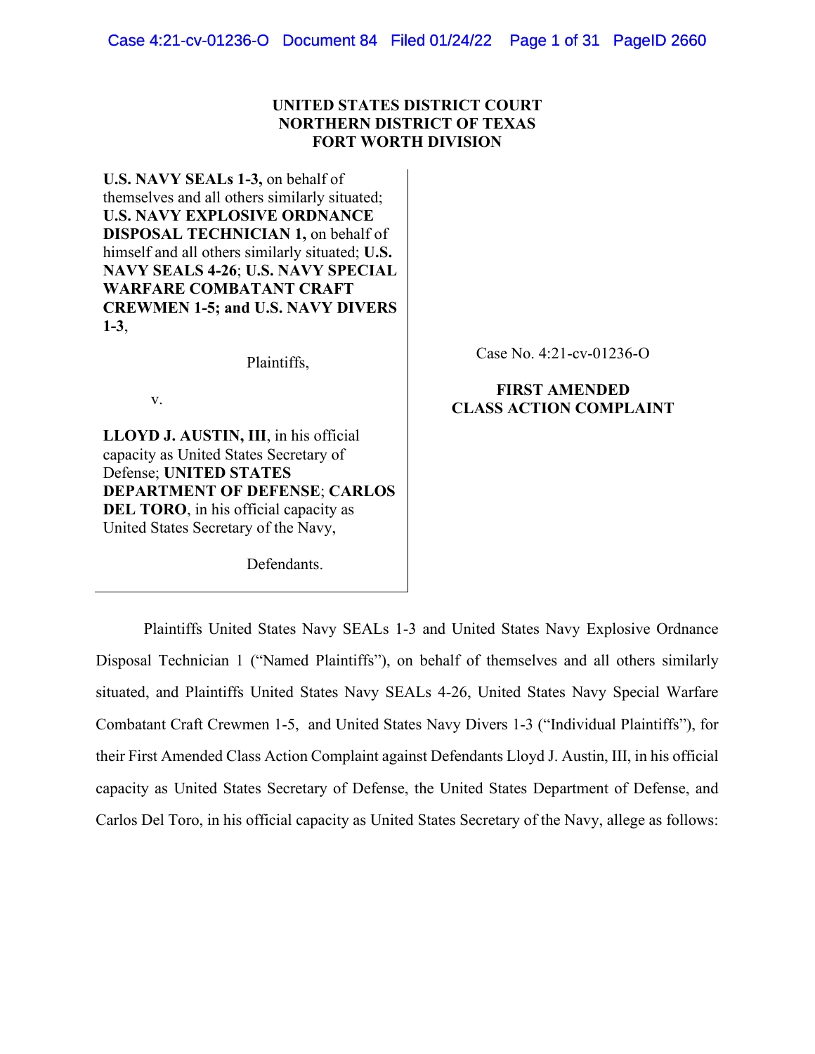**UNITED STATES DISTRICT COURT**
**NORTHERN DISTRICT OF TEXAS**
**FORT WORTH DIVISION**

**U.S. NAVY SEALs 1-3,** on behalf of themselves and all others similarly situated; **U.S. NAVY EXPLOSIVE ORDNANCE DISPOSAL TECHNICIAN 1,** on behalf of himself and all others similarly situated; **U.S. NAVY SEALS 4-26**; **U.S. NAVY SPECIAL WARFARE COMBATANT CRAFT CREWMEN 1-5; and U.S. NAVY DIVERS 1-3**,

Plaintiffs,

v.

**LLOYD J. AUSTIN, III**, in his official capacity as United States Secretary of Defense; **UNITED STATES DEPARTMENT OF DEFENSE**; **CARLOS DEL TORO**, in his official capacity as United States Secretary of the Navy,

Defendants.

Case No. 4:21-cv-01236-O

**FIRST AMENDED CLASS ACTION COMPLAINT**

Plaintiffs United States Navy SEALs 1-3 and United States Navy Explosive Ordnance Disposal Technician 1 ("Named Plaintiffs"), on behalf of themselves and all others similarly situated, and Plaintiffs United States Navy SEALs 4-26, United States Navy Special Warfare Combatant Craft Crewmen 1-5, and United States Navy Divers 1-3 ("Individual Plaintiffs"), for their First Amended Class Action Complaint against Defendants Lloyd J. Austin, III, in his official capacity as United States Secretary of Defense, the United States Department of Defense, and Carlos Del Toro, in his official capacity as United States Secretary of the Navy, allege as follows: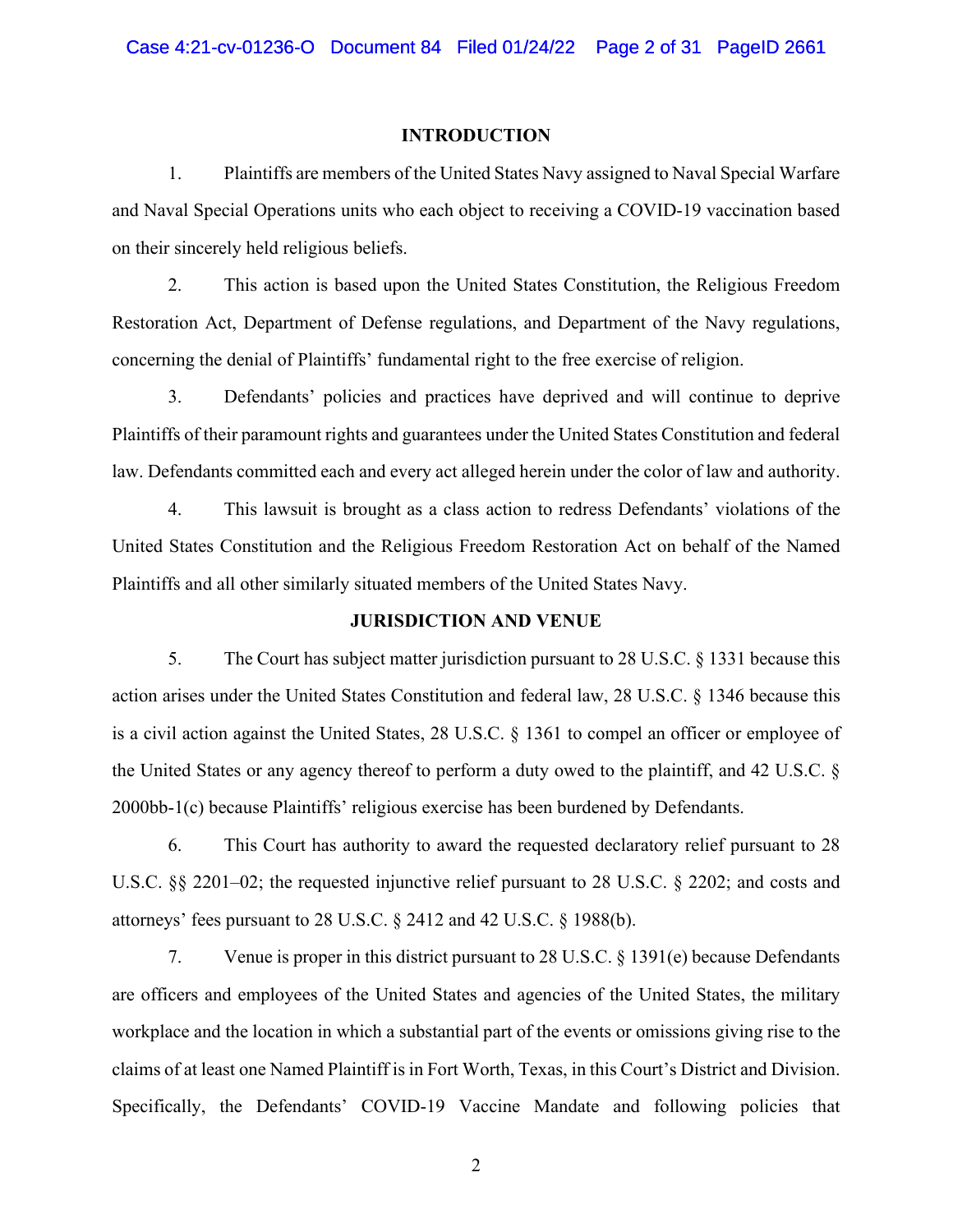## INTRODUCTION

1. Plaintiffs are members of the United States Navy assigned to Naval Special Warfare and Naval Special Operations units who each object to receiving a COVID-19 vaccination based on their sincerely held religious beliefs.

2. This action is based upon the United States Constitution, the Religious Freedom Restoration Act, Department of Defense regulations, and Department of the Navy regulations, concerning the denial of Plaintiffs' fundamental right to the free exercise of religion.

3. Defendants' policies and practices have deprived and will continue to deprive Plaintiffs of their paramount rights and guarantees under the United States Constitution and federal law. Defendants committed each and every act alleged herein under the color of law and authority.

4. This lawsuit is brought as a class action to redress Defendants' violations of the United States Constitution and the Religious Freedom Restoration Act on behalf of the Named Plaintiffs and all other similarly situated members of the United States Navy.

## JURISDICTION AND VENUE

5. The Court has subject matter jurisdiction pursuant to 28 U.S.C. § 1331 because this action arises under the United States Constitution and federal law, 28 U.S.C. § 1346 because this is a civil action against the United States, 28 U.S.C. § 1361 to compel an officer or employee of the United States or any agency thereof to perform a duty owed to the plaintiff, and 42 U.S.C. § 2000bb-1(c) because Plaintiffs' religious exercise has been burdened by Defendants.

6. This Court has authority to award the requested declaratory relief pursuant to 28 U.S.C. §§ 2201–02; the requested injunctive relief pursuant to 28 U.S.C. § 2202; and costs and attorneys' fees pursuant to 28 U.S.C. § 2412 and 42 U.S.C. § 1988(b).

7. Venue is proper in this district pursuant to 28 U.S.C. § 1391(e) because Defendants are officers and employees of the United States and agencies of the United States, the military workplace and the location in which a substantial part of the events or omissions giving rise to the claims of at least one Named Plaintiff is in Fort Worth, Texas, in this Court's District and Division. Specifically, the Defendants' COVID-19 Vaccine Mandate and following policies that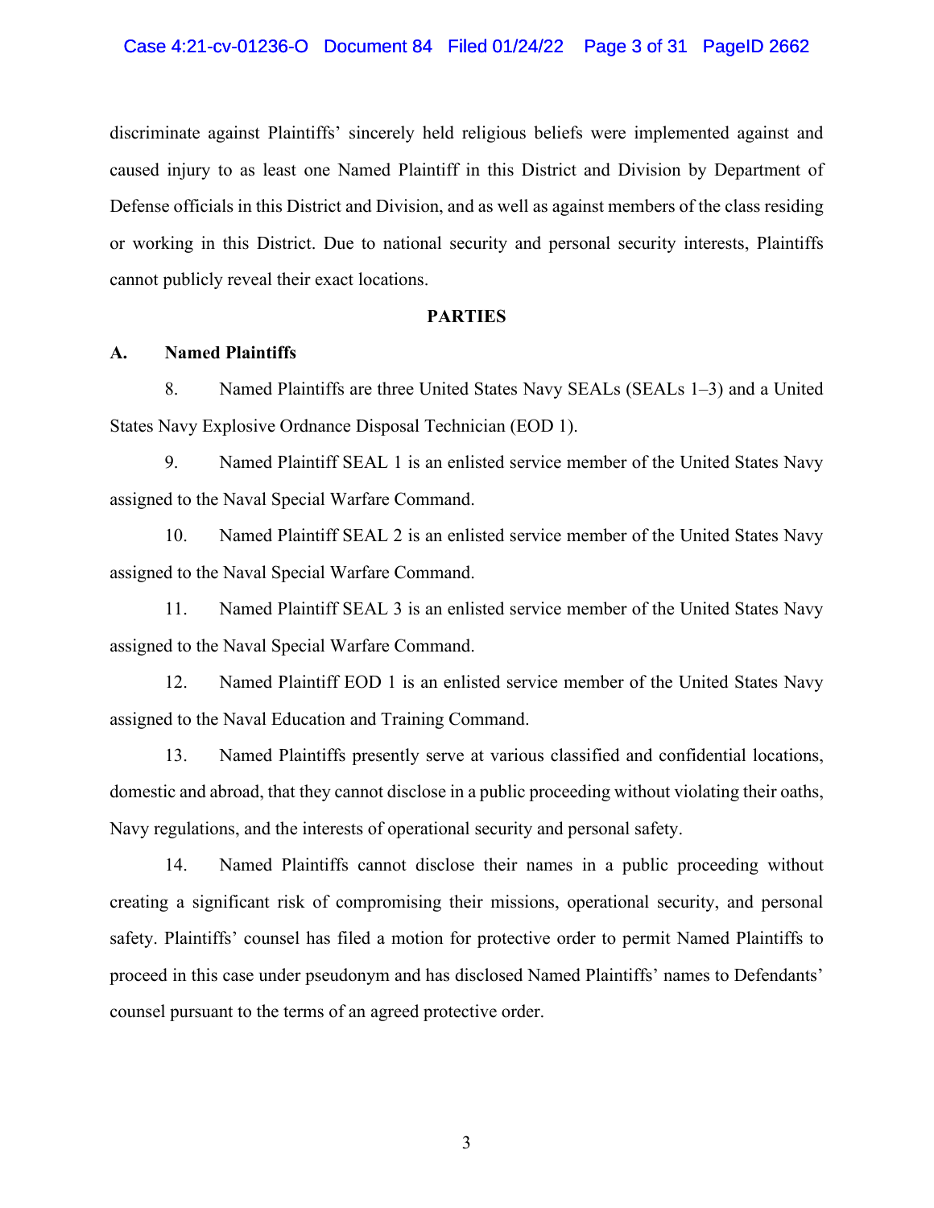discriminate against Plaintiffs' sincerely held religious beliefs were implemented against and caused injury to as least one Named Plaintiff in this District and Division by Department of Defense officials in this District and Division, and as well as against members of the class residing or working in this District. Due to national security and personal security interests, Plaintiffs cannot publicly reveal their exact locations.

## PARTIES

### A. Named Plaintiffs

8. Named Plaintiffs are three United States Navy SEALs (SEALs 1–3) and a United States Navy Explosive Ordnance Disposal Technician (EOD 1).

9. Named Plaintiff SEAL 1 is an enlisted service member of the United States Navy assigned to the Naval Special Warfare Command.

10. Named Plaintiff SEAL 2 is an enlisted service member of the United States Navy assigned to the Naval Special Warfare Command.

11. Named Plaintiff SEAL 3 is an enlisted service member of the United States Navy assigned to the Naval Special Warfare Command.

12. Named Plaintiff EOD 1 is an enlisted service member of the United States Navy assigned to the Naval Education and Training Command.

13. Named Plaintiffs presently serve at various classified and confidential locations, domestic and abroad, that they cannot disclose in a public proceeding without violating their oaths, Navy regulations, and the interests of operational security and personal safety.

14. Named Plaintiffs cannot disclose their names in a public proceeding without creating a significant risk of compromising their missions, operational security, and personal safety. Plaintiffs' counsel has filed a motion for protective order to permit Named Plaintiffs to proceed in this case under pseudonym and has disclosed Named Plaintiffs' names to Defendants' counsel pursuant to the terms of an agreed protective order.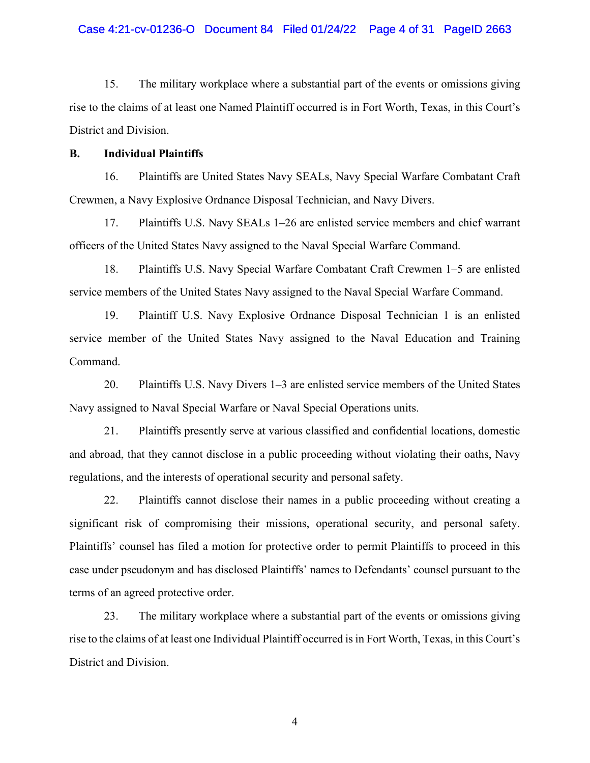15. The military workplace where a substantial part of the events or omissions giving rise to the claims of at least one Named Plaintiff occurred is in Fort Worth, Texas, in this Court's District and Division.

**B. Individual Plaintiffs**

16. Plaintiffs are United States Navy SEALs, Navy Special Warfare Combatant Craft Crewmen, a Navy Explosive Ordnance Disposal Technician, and Navy Divers.

17. Plaintiffs U.S. Navy SEALs 1–26 are enlisted service members and chief warrant officers of the United States Navy assigned to the Naval Special Warfare Command.

18. Plaintiffs U.S. Navy Special Warfare Combatant Craft Crewmen 1–5 are enlisted service members of the United States Navy assigned to the Naval Special Warfare Command.

19. Plaintiff U.S. Navy Explosive Ordnance Disposal Technician 1 is an enlisted service member of the United States Navy assigned to the Naval Education and Training Command.

20. Plaintiffs U.S. Navy Divers 1–3 are enlisted service members of the United States Navy assigned to Naval Special Warfare or Naval Special Operations units.

21. Plaintiffs presently serve at various classified and confidential locations, domestic and abroad, that they cannot disclose in a public proceeding without violating their oaths, Navy regulations, and the interests of operational security and personal safety.

22. Plaintiffs cannot disclose their names in a public proceeding without creating a significant risk of compromising their missions, operational security, and personal safety. Plaintiffs' counsel has filed a motion for protective order to permit Plaintiffs to proceed in this case under pseudonym and has disclosed Plaintiffs' names to Defendants' counsel pursuant to the terms of an agreed protective order.

23. The military workplace where a substantial part of the events or omissions giving rise to the claims of at least one Individual Plaintiff occurred is in Fort Worth, Texas, in this Court's District and Division.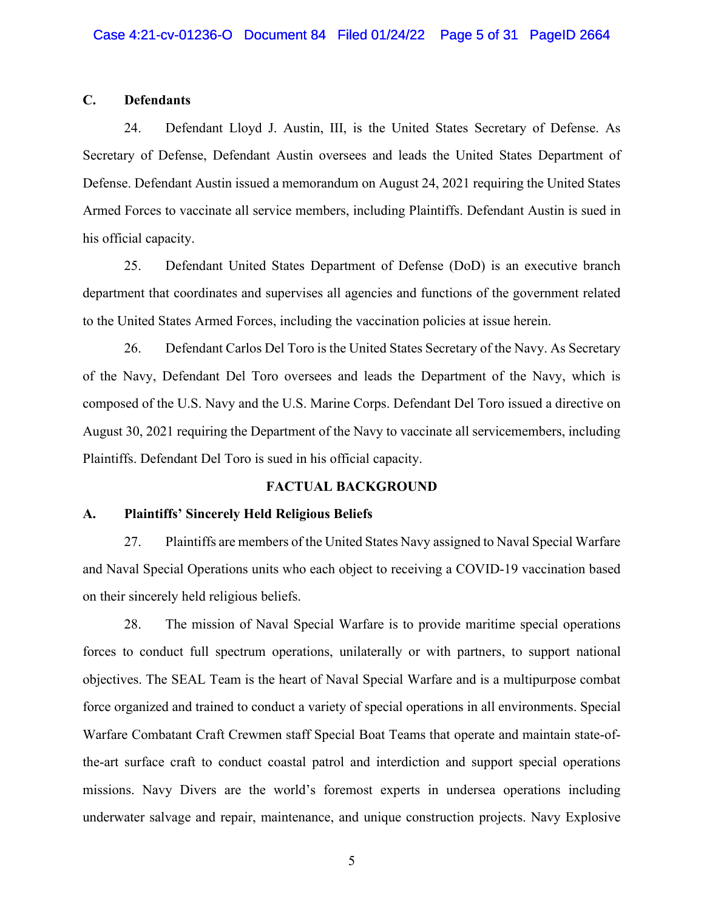### C. Defendants

24. Defendant Lloyd J. Austin, III, is the United States Secretary of Defense. As Secretary of Defense, Defendant Austin oversees and leads the United States Department of Defense. Defendant Austin issued a memorandum on August 24, 2021 requiring the United States Armed Forces to vaccinate all service members, including Plaintiffs. Defendant Austin is sued in his official capacity.

25. Defendant United States Department of Defense (DoD) is an executive branch department that coordinates and supervises all agencies and functions of the government related to the United States Armed Forces, including the vaccination policies at issue herein.

26. Defendant Carlos Del Toro is the United States Secretary of the Navy. As Secretary of the Navy, Defendant Del Toro oversees and leads the Department of the Navy, which is composed of the U.S. Navy and the U.S. Marine Corps. Defendant Del Toro issued a directive on August 30, 2021 requiring the Department of the Navy to vaccinate all servicemembers, including Plaintiffs. Defendant Del Toro is sued in his official capacity.

## FACTUAL BACKGROUND

### A. Plaintiffs' Sincerely Held Religious Beliefs

27. Plaintiffs are members of the United States Navy assigned to Naval Special Warfare and Naval Special Operations units who each object to receiving a COVID-19 vaccination based on their sincerely held religious beliefs.

28. The mission of Naval Special Warfare is to provide maritime special operations forces to conduct full spectrum operations, unilaterally or with partners, to support national objectives. The SEAL Team is the heart of Naval Special Warfare and is a multipurpose combat force organized and trained to conduct a variety of special operations in all environments. Special Warfare Combatant Craft Crewmen staff Special Boat Teams that operate and maintain state-of-the-art surface craft to conduct coastal patrol and interdiction and support special operations missions. Navy Divers are the world's foremost experts in undersea operations including underwater salvage and repair, maintenance, and unique construction projects. Navy Explosive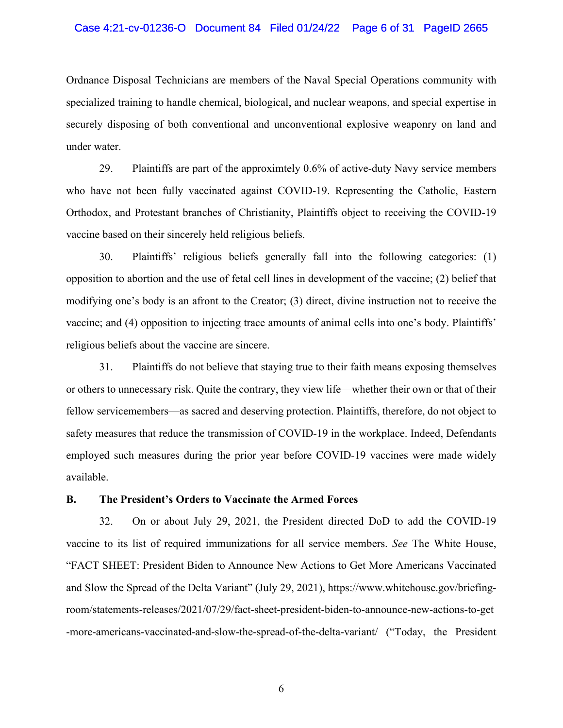Ordnance Disposal Technicians are members of the Naval Special Operations community with specialized training to handle chemical, biological, and nuclear weapons, and special expertise in securely disposing of both conventional and unconventional explosive weaponry on land and under water.

29. Plaintiffs are part of the approximtely 0.6% of active-duty Navy service members who have not been fully vaccinated against COVID-19. Representing the Catholic, Eastern Orthodox, and Protestant branches of Christianity, Plaintiffs object to receiving the COVID-19 vaccine based on their sincerely held religious beliefs.

30. Plaintiffs' religious beliefs generally fall into the following categories: (1) opposition to abortion and the use of fetal cell lines in development of the vaccine; (2) belief that modifying one's body is an afront to the Creator; (3) direct, divine instruction not to receive the vaccine; and (4) opposition to injecting trace amounts of animal cells into one's body. Plaintiffs' religious beliefs about the vaccine are sincere.

31. Plaintiffs do not believe that staying true to their faith means exposing themselves or others to unnecessary risk. Quite the contrary, they view life—whether their own or that of their fellow servicemembers—as sacred and deserving protection. Plaintiffs, therefore, do not object to safety measures that reduce the transmission of COVID-19 in the workplace. Indeed, Defendants employed such measures during the prior year before COVID-19 vaccines were made widely available.

### B. The President's Orders to Vaccinate the Armed Forces

32. On or about July 29, 2021, the President directed DoD to add the COVID-19 vaccine to its list of required immunizations for all service members. *See* The White House, "FACT SHEET: President Biden to Announce New Actions to Get More Americans Vaccinated and Slow the Spread of the Delta Variant" (July 29, 2021), https://www.whitehouse.gov/briefing-room/statements-releases/2021/07/29/fact-sheet-president-biden-to-announce-new-actions-to-get-more-americans-vaccinated-and-slow-the-spread-of-the-delta-variant/ ("Today, the President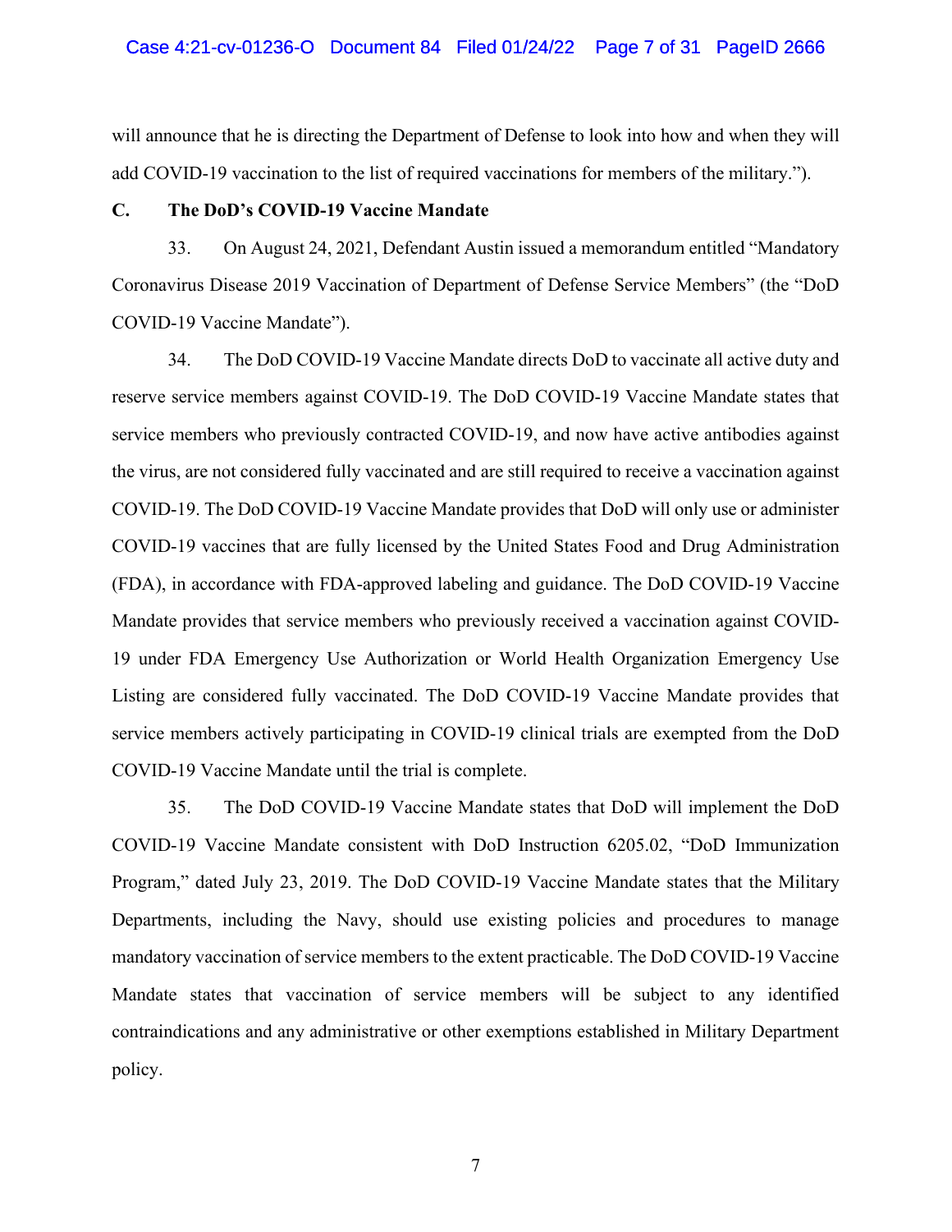will announce that he is directing the Department of Defense to look into how and when they will add COVID-19 vaccination to the list of required vaccinations for members of the military.").

**C. The DoD's COVID-19 Vaccine Mandate**

33. On August 24, 2021, Defendant Austin issued a memorandum entitled "Mandatory Coronavirus Disease 2019 Vaccination of Department of Defense Service Members" (the "DoD COVID-19 Vaccine Mandate").

34. The DoD COVID-19 Vaccine Mandate directs DoD to vaccinate all active duty and reserve service members against COVID-19. The DoD COVID-19 Vaccine Mandate states that service members who previously contracted COVID-19, and now have active antibodies against the virus, are not considered fully vaccinated and are still required to receive a vaccination against COVID-19. The DoD COVID-19 Vaccine Mandate provides that DoD will only use or administer COVID-19 vaccines that are fully licensed by the United States Food and Drug Administration (FDA), in accordance with FDA-approved labeling and guidance. The DoD COVID-19 Vaccine Mandate provides that service members who previously received a vaccination against COVID-19 under FDA Emergency Use Authorization or World Health Organization Emergency Use Listing are considered fully vaccinated. The DoD COVID-19 Vaccine Mandate provides that service members actively participating in COVID-19 clinical trials are exempted from the DoD COVID-19 Vaccine Mandate until the trial is complete.

35. The DoD COVID-19 Vaccine Mandate states that DoD will implement the DoD COVID-19 Vaccine Mandate consistent with DoD Instruction 6205.02, "DoD Immunization Program," dated July 23, 2019. The DoD COVID-19 Vaccine Mandate states that the Military Departments, including the Navy, should use existing policies and procedures to manage mandatory vaccination of service members to the extent practicable. The DoD COVID-19 Vaccine Mandate states that vaccination of service members will be subject to any identified contraindications and any administrative or other exemptions established in Military Department policy.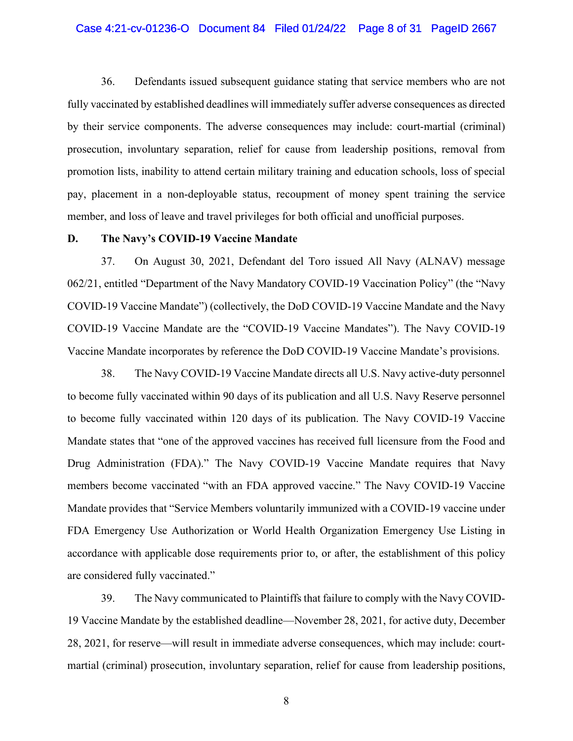36. Defendants issued subsequent guidance stating that service members who are not fully vaccinated by established deadlines will immediately suffer adverse consequences as directed by their service components. The adverse consequences may include: court-martial (criminal) prosecution, involuntary separation, relief for cause from leadership positions, removal from promotion lists, inability to attend certain military training and education schools, loss of special pay, placement in a non-deployable status, recoupment of money spent training the service member, and loss of leave and travel privileges for both official and unofficial purposes.

**D. The Navy's COVID-19 Vaccine Mandate**

37. On August 30, 2021, Defendant del Toro issued All Navy (ALNAV) message 062/21, entitled "Department of the Navy Mandatory COVID-19 Vaccination Policy" (the "Navy COVID-19 Vaccine Mandate") (collectively, the DoD COVID-19 Vaccine Mandate and the Navy COVID-19 Vaccine Mandate are the "COVID-19 Vaccine Mandates"). The Navy COVID-19 Vaccine Mandate incorporates by reference the DoD COVID-19 Vaccine Mandate's provisions.

38. The Navy COVID-19 Vaccine Mandate directs all U.S. Navy active-duty personnel to become fully vaccinated within 90 days of its publication and all U.S. Navy Reserve personnel to become fully vaccinated within 120 days of its publication. The Navy COVID-19 Vaccine Mandate states that "one of the approved vaccines has received full licensure from the Food and Drug Administration (FDA)." The Navy COVID-19 Vaccine Mandate requires that Navy members become vaccinated "with an FDA approved vaccine." The Navy COVID-19 Vaccine Mandate provides that "Service Members voluntarily immunized with a COVID-19 vaccine under FDA Emergency Use Authorization or World Health Organization Emergency Use Listing in accordance with applicable dose requirements prior to, or after, the establishment of this policy are considered fully vaccinated."

39. The Navy communicated to Plaintiffs that failure to comply with the Navy COVID-19 Vaccine Mandate by the established deadline—November 28, 2021, for active duty, December 28, 2021, for reserve—will result in immediate adverse consequences, which may include: court-martial (criminal) prosecution, involuntary separation, relief for cause from leadership positions,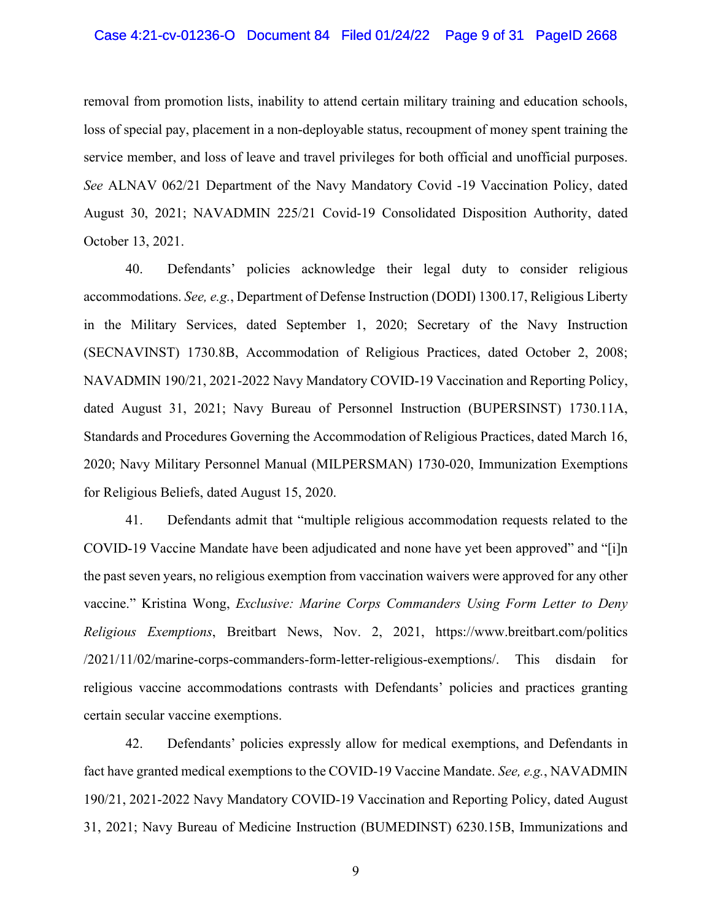removal from promotion lists, inability to attend certain military training and education schools, loss of special pay, placement in a non-deployable status, recoupment of money spent training the service member, and loss of leave and travel privileges for both official and unofficial purposes. *See* ALNAV 062/21 Department of the Navy Mandatory Covid -19 Vaccination Policy, dated August 30, 2021; NAVADMIN 225/21 Covid-19 Consolidated Disposition Authority, dated October 13, 2021.

40. Defendants' policies acknowledge their legal duty to consider religious accommodations. *See, e.g.*, Department of Defense Instruction (DODI) 1300.17, Religious Liberty in the Military Services, dated September 1, 2020; Secretary of the Navy Instruction (SECNAVINST) 1730.8B, Accommodation of Religious Practices, dated October 2, 2008; NAVADMIN 190/21, 2021-2022 Navy Mandatory COVID-19 Vaccination and Reporting Policy, dated August 31, 2021; Navy Bureau of Personnel Instruction (BUPERSINST) 1730.11A, Standards and Procedures Governing the Accommodation of Religious Practices, dated March 16, 2020; Navy Military Personnel Manual (MILPERSMAN) 1730-020, Immunization Exemptions for Religious Beliefs, dated August 15, 2020.

41. Defendants admit that "multiple religious accommodation requests related to the COVID-19 Vaccine Mandate have been adjudicated and none have yet been approved" and "[i]n the past seven years, no religious exemption from vaccination waivers were approved for any other vaccine." Kristina Wong, *Exclusive: Marine Corps Commanders Using Form Letter to Deny Religious Exemptions*, Breitbart News, Nov. 2, 2021, https://www.breitbart.com/politics/2021/11/02/marine-corps-commanders-form-letter-religious-exemptions/. This disdain for religious vaccine accommodations contrasts with Defendants' policies and practices granting certain secular vaccine exemptions.

42. Defendants' policies expressly allow for medical exemptions, and Defendants in fact have granted medical exemptions to the COVID-19 Vaccine Mandate. *See, e.g.*, NAVADMIN 190/21, 2021-2022 Navy Mandatory COVID-19 Vaccination and Reporting Policy, dated August 31, 2021; Navy Bureau of Medicine Instruction (BUMEDINST) 6230.15B, Immunizations and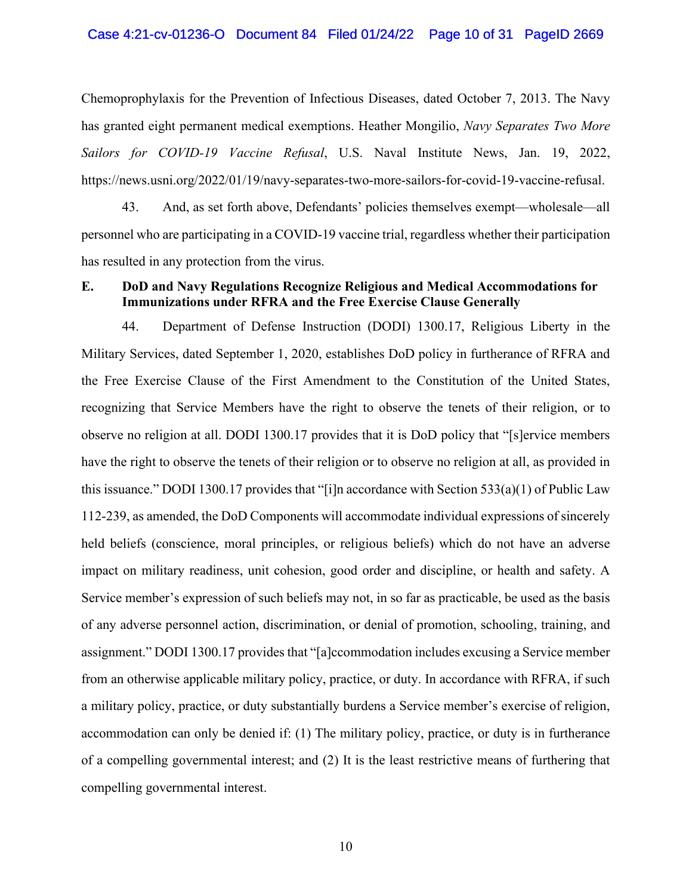Chemoprophylaxis for the Prevention of Infectious Diseases, dated October 7, 2013. The Navy has granted eight permanent medical exemptions. Heather Mongilio, *Navy Separates Two More Sailors for COVID-19 Vaccine Refusal*, U.S. Naval Institute News, Jan. 19, 2022, https://news.usni.org/2022/01/19/navy-separates-two-more-sailors-for-covid-19-vaccine-refusal.

43. And, as set forth above, Defendants' policies themselves exempt—wholesale—all personnel who are participating in a COVID-19 vaccine trial, regardless whether their participation has resulted in any protection from the virus.

**E. DoD and Navy Regulations Recognize Religious and Medical Accommodations for Immunizations under RFRA and the Free Exercise Clause Generally**

44. Department of Defense Instruction (DODI) 1300.17, Religious Liberty in the Military Services, dated September 1, 2020, establishes DoD policy in furtherance of RFRA and the Free Exercise Clause of the First Amendment to the Constitution of the United States, recognizing that Service Members have the right to observe the tenets of their religion, or to observe no religion at all. DODI 1300.17 provides that it is DoD policy that "[s]ervice members have the right to observe the tenets of their religion or to observe no religion at all, as provided in this issuance." DODI 1300.17 provides that "[i]n accordance with Section 533(a)(1) of Public Law 112-239, as amended, the DoD Components will accommodate individual expressions of sincerely held beliefs (conscience, moral principles, or religious beliefs) which do not have an adverse impact on military readiness, unit cohesion, good order and discipline, or health and safety. A Service member's expression of such beliefs may not, in so far as practicable, be used as the basis of any adverse personnel action, discrimination, or denial of promotion, schooling, training, and assignment." DODI 1300.17 provides that "[a]ccommodation includes excusing a Service member from an otherwise applicable military policy, practice, or duty. In accordance with RFRA, if such a military policy, practice, or duty substantially burdens a Service member's exercise of religion, accommodation can only be denied if: (1) The military policy, practice, or duty is in furtherance of a compelling governmental interest; and (2) It is the least restrictive means of furthering that compelling governmental interest.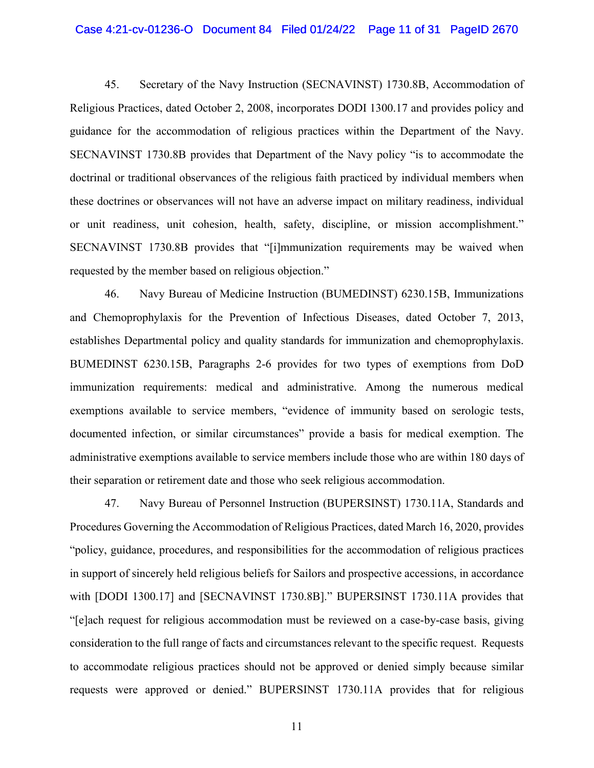45. Secretary of the Navy Instruction (SECNAVINST) 1730.8B, Accommodation of Religious Practices, dated October 2, 2008, incorporates DODI 1300.17 and provides policy and guidance for the accommodation of religious practices within the Department of the Navy. SECNAVINST 1730.8B provides that Department of the Navy policy "is to accommodate the doctrinal or traditional observances of the religious faith practiced by individual members when these doctrines or observances will not have an adverse impact on military readiness, individual or unit readiness, unit cohesion, health, safety, discipline, or mission accomplishment." SECNAVINST 1730.8B provides that "[i]mmunization requirements may be waived when requested by the member based on religious objection."

46. Navy Bureau of Medicine Instruction (BUMEDINST) 6230.15B, Immunizations and Chemoprophylaxis for the Prevention of Infectious Diseases, dated October 7, 2013, establishes Departmental policy and quality standards for immunization and chemoprophylaxis. BUMEDINST 6230.15B, Paragraphs 2-6 provides for two types of exemptions from DoD immunization requirements: medical and administrative. Among the numerous medical exemptions available to service members, "evidence of immunity based on serologic tests, documented infection, or similar circumstances" provide a basis for medical exemption. The administrative exemptions available to service members include those who are within 180 days of their separation or retirement date and those who seek religious accommodation.

47. Navy Bureau of Personnel Instruction (BUPERSINST) 1730.11A, Standards and Procedures Governing the Accommodation of Religious Practices, dated March 16, 2020, provides "policy, guidance, procedures, and responsibilities for the accommodation of religious practices in support of sincerely held religious beliefs for Sailors and prospective accessions, in accordance with [DODI 1300.17] and [SECNAVINST 1730.8B]." BUPERSINST 1730.11A provides that "[e]ach request for religious accommodation must be reviewed on a case-by-case basis, giving consideration to the full range of facts and circumstances relevant to the specific request. Requests to accommodate religious practices should not be approved or denied simply because similar requests were approved or denied." BUPERSINST 1730.11A provides that for religious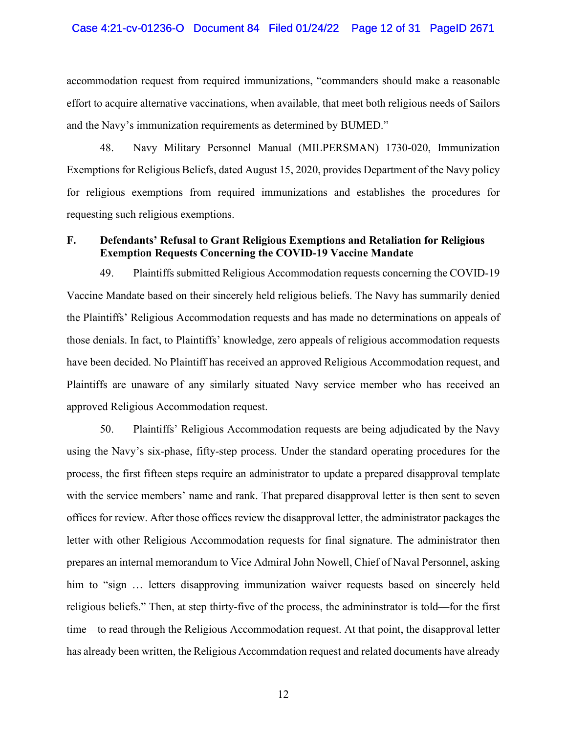accommodation request from required immunizations, "commanders should make a reasonable effort to acquire alternative vaccinations, when available, that meet both religious needs of Sailors and the Navy's immunization requirements as determined by BUMED."

48. Navy Military Personnel Manual (MILPERSMAN) 1730-020, Immunization Exemptions for Religious Beliefs, dated August 15, 2020, provides Department of the Navy policy for religious exemptions from required immunizations and establishes the procedures for requesting such religious exemptions.

### F. Defendants' Refusal to Grant Religious Exemptions and Retaliation for Religious Exemption Requests Concerning the COVID-19 Vaccine Mandate

49. Plaintiffs submitted Religious Accommodation requests concerning the COVID-19 Vaccine Mandate based on their sincerely held religious beliefs. The Navy has summarily denied the Plaintiffs' Religious Accommodation requests and has made no determinations on appeals of those denials. In fact, to Plaintiffs' knowledge, zero appeals of religious accommodation requests have been decided. No Plaintiff has received an approved Religious Accommodation request, and Plaintiffs are unaware of any similarly situated Navy service member who has received an approved Religious Accommodation request.

50. Plaintiffs' Religious Accommodation requests are being adjudicated by the Navy using the Navy's six-phase, fifty-step process. Under the standard operating procedures for the process, the first fifteen steps require an administrator to update a prepared disapproval template with the service members' name and rank. That prepared disapproval letter is then sent to seven offices for review. After those offices review the disapproval letter, the administrator packages the letter with other Religious Accommodation requests for final signature. The administrator then prepares an internal memorandum to Vice Admiral John Nowell, Chief of Naval Personnel, asking him to "sign … letters disapproving immunization waiver requests based on sincerely held religious beliefs." Then, at step thirty-five of the process, the admininstrator is told—for the first time—to read through the Religious Accommodation request. At that point, the disapproval letter has already been written, the Religious Accommdation request and related documents have already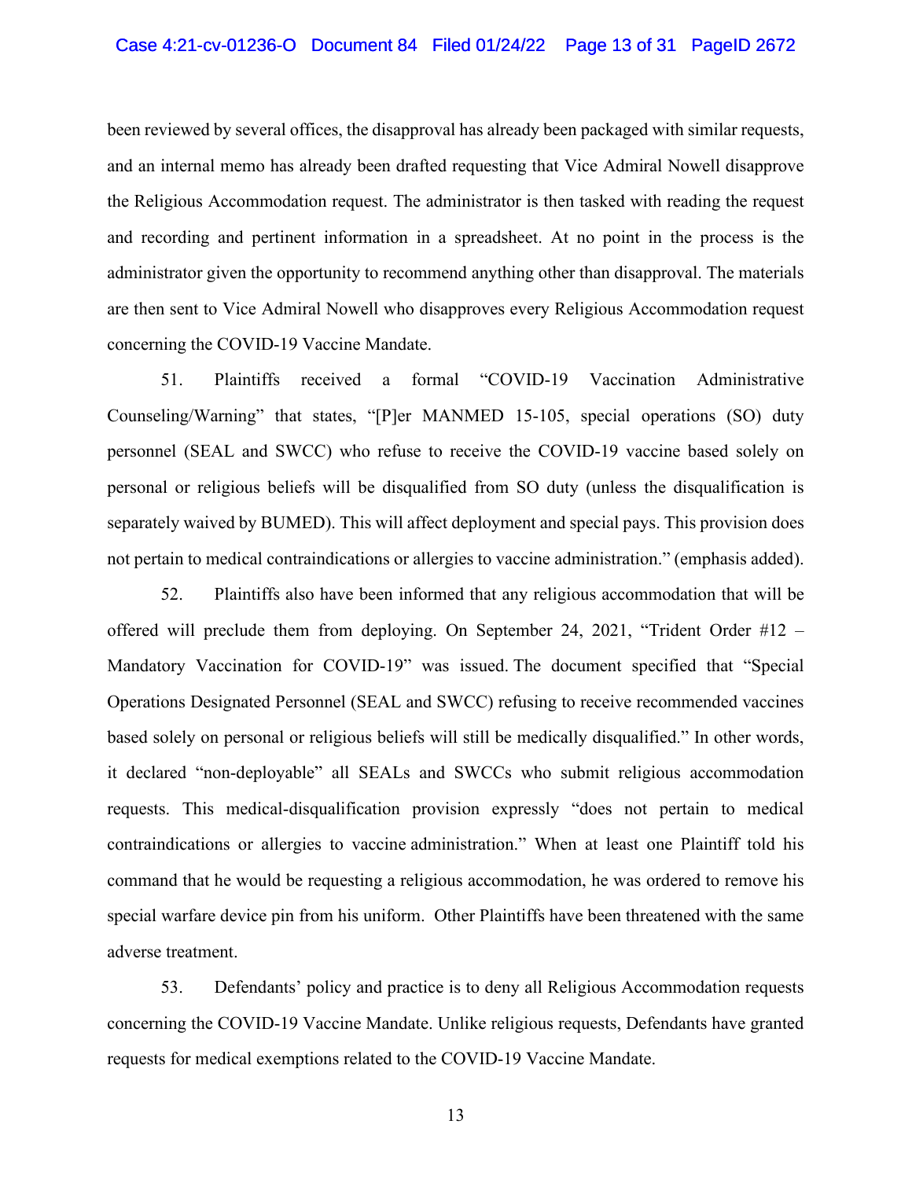been reviewed by several offices, the disapproval has already been packaged with similar requests, and an internal memo has already been drafted requesting that Vice Admiral Nowell disapprove the Religious Accommodation request. The administrator is then tasked with reading the request and recording and pertinent information in a spreadsheet. At no point in the process is the administrator given the opportunity to recommend anything other than disapproval. The materials are then sent to Vice Admiral Nowell who disapproves every Religious Accommodation request concerning the COVID-19 Vaccine Mandate.

51. Plaintiffs received a formal "COVID-19 Vaccination Administrative Counseling/Warning" that states, "[P]er MANMED 15-105, special operations (SO) duty personnel (SEAL and SWCC) who refuse to receive the COVID-19 vaccine based solely on personal or religious beliefs will be disqualified from SO duty (unless the disqualification is separately waived by BUMED). This will affect deployment and special pays. This provision does not pertain to medical contraindications or allergies to vaccine administration." (emphasis added).

52. Plaintiffs also have been informed that any religious accommodation that will be offered will preclude them from deploying. On September 24, 2021, "Trident Order #12 – Mandatory Vaccination for COVID-19" was issued. The document specified that "Special Operations Designated Personnel (SEAL and SWCC) refusing to receive recommended vaccines based solely on personal or religious beliefs will still be medically disqualified." In other words, it declared "non-deployable" all SEALs and SWCCs who submit religious accommodation requests. This medical-disqualification provision expressly "does not pertain to medical contraindications or allergies to vaccine administration." When at least one Plaintiff told his command that he would be requesting a religious accommodation, he was ordered to remove his special warfare device pin from his uniform. Other Plaintiffs have been threatened with the same adverse treatment.

53. Defendants' policy and practice is to deny all Religious Accommodation requests concerning the COVID-19 Vaccine Mandate. Unlike religious requests, Defendants have granted requests for medical exemptions related to the COVID-19 Vaccine Mandate.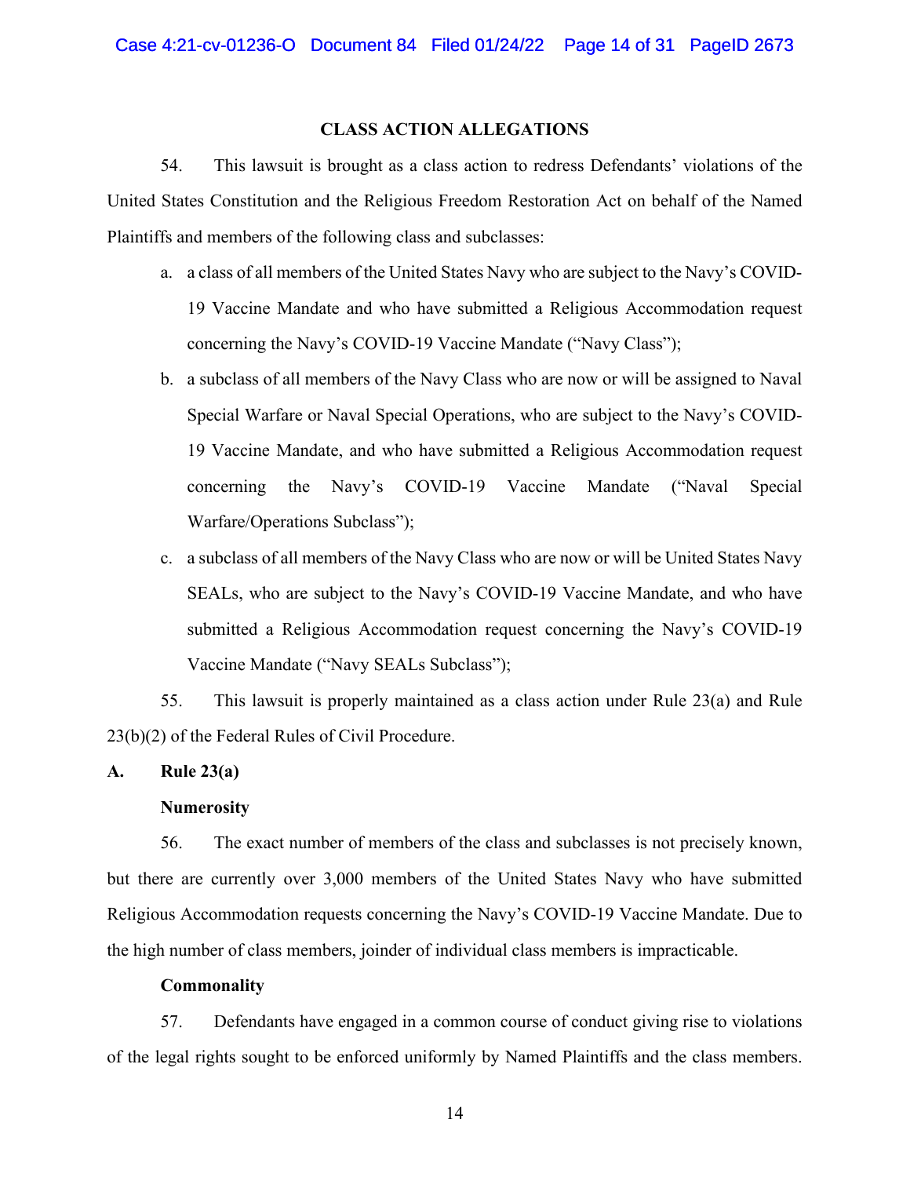## CLASS ACTION ALLEGATIONS

54. This lawsuit is brought as a class action to redress Defendants' violations of the United States Constitution and the Religious Freedom Restoration Act on behalf of the Named Plaintiffs and members of the following class and subclasses:

a. a class of all members of the United States Navy who are subject to the Navy's COVID-19 Vaccine Mandate and who have submitted a Religious Accommodation request concerning the Navy's COVID-19 Vaccine Mandate ("Navy Class");

b. a subclass of all members of the Navy Class who are now or will be assigned to Naval Special Warfare or Naval Special Operations, who are subject to the Navy's COVID-19 Vaccine Mandate, and who have submitted a Religious Accommodation request concerning the Navy's COVID-19 Vaccine Mandate ("Naval Special Warfare/Operations Subclass");

c. a subclass of all members of the Navy Class who are now or will be United States Navy SEALs, who are subject to the Navy's COVID-19 Vaccine Mandate, and who have submitted a Religious Accommodation request concerning the Navy's COVID-19 Vaccine Mandate ("Navy SEALs Subclass");

55. This lawsuit is properly maintained as a class action under Rule 23(a) and Rule 23(b)(2) of the Federal Rules of Civil Procedure.

### A. Rule 23(a)

**Numerosity**

56. The exact number of members of the class and subclasses is not precisely known, but there are currently over 3,000 members of the United States Navy who have submitted Religious Accommodation requests concerning the Navy's COVID-19 Vaccine Mandate. Due to the high number of class members, joinder of individual class members is impracticable.

**Commonality**

57. Defendants have engaged in a common course of conduct giving rise to violations of the legal rights sought to be enforced uniformly by Named Plaintiffs and the class members.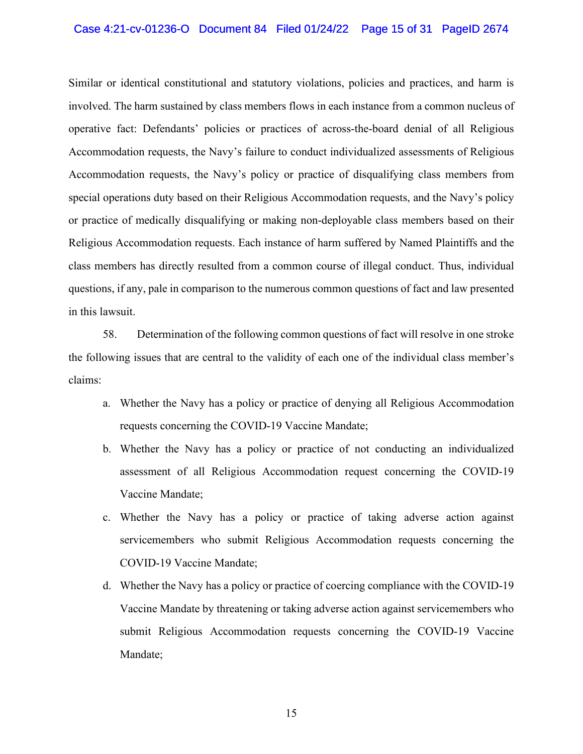Similar or identical constitutional and statutory violations, policies and practices, and harm is involved. The harm sustained by class members flows in each instance from a common nucleus of operative fact: Defendants' policies or practices of across-the-board denial of all Religious Accommodation requests, the Navy's failure to conduct individualized assessments of Religious Accommodation requests, the Navy's policy or practice of disqualifying class members from special operations duty based on their Religious Accommodation requests, and the Navy's policy or practice of medically disqualifying or making non-deployable class members based on their Religious Accommodation requests. Each instance of harm suffered by Named Plaintiffs and the class members has directly resulted from a common course of illegal conduct. Thus, individual questions, if any, pale in comparison to the numerous common questions of fact and law presented in this lawsuit.

58. Determination of the following common questions of fact will resolve in one stroke the following issues that are central to the validity of each one of the individual class member's claims:

a. Whether the Navy has a policy or practice of denying all Religious Accommodation requests concerning the COVID-19 Vaccine Mandate;

b. Whether the Navy has a policy or practice of not conducting an individualized assessment of all Religious Accommodation request concerning the COVID-19 Vaccine Mandate;

c. Whether the Navy has a policy or practice of taking adverse action against servicemembers who submit Religious Accommodation requests concerning the COVID-19 Vaccine Mandate;

d. Whether the Navy has a policy or practice of coercing compliance with the COVID-19 Vaccine Mandate by threatening or taking adverse action against servicemembers who submit Religious Accommodation requests concerning the COVID-19 Vaccine Mandate;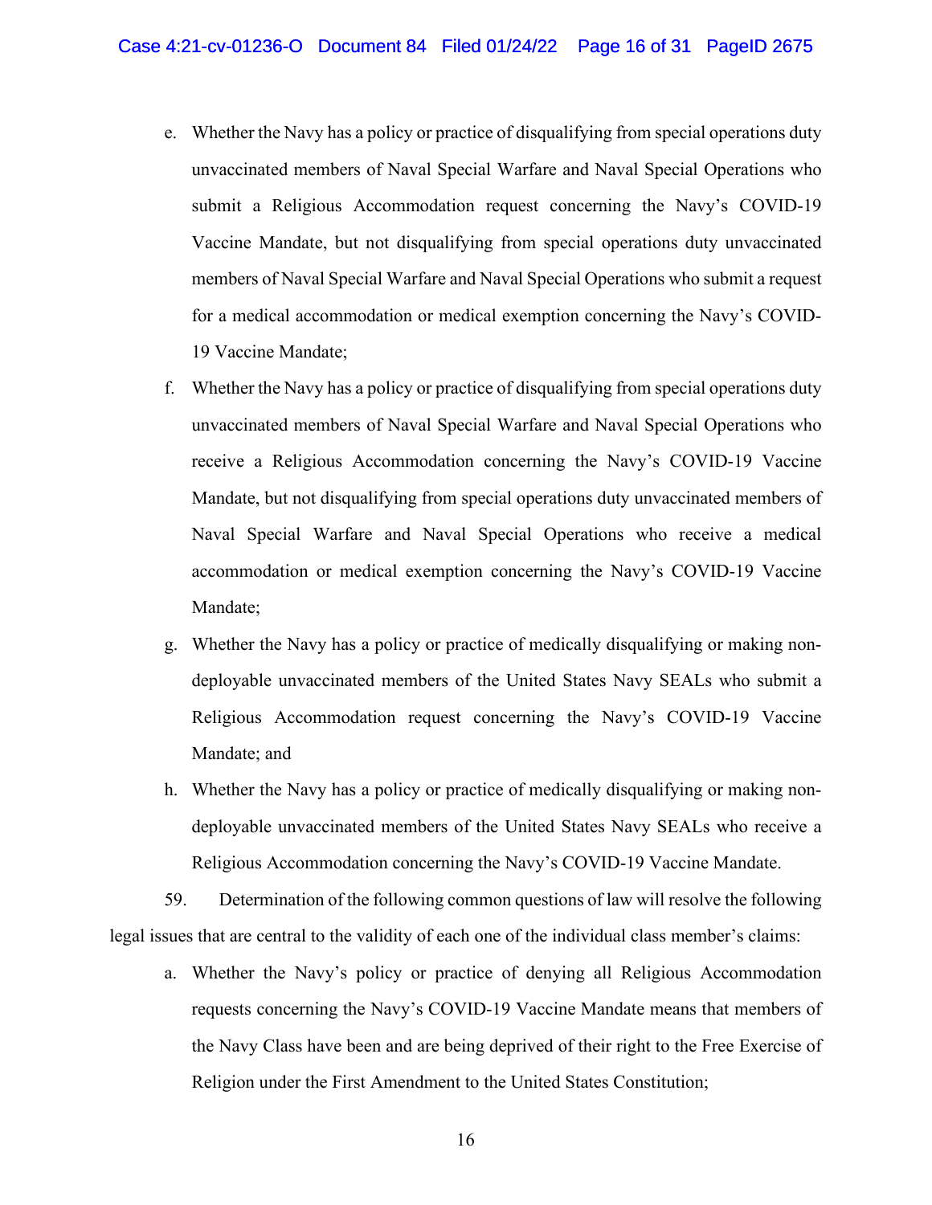e. Whether the Navy has a policy or practice of disqualifying from special operations duty unvaccinated members of Naval Special Warfare and Naval Special Operations who submit a Religious Accommodation request concerning the Navy's COVID-19 Vaccine Mandate, but not disqualifying from special operations duty unvaccinated members of Naval Special Warfare and Naval Special Operations who submit a request for a medical accommodation or medical exemption concerning the Navy's COVID-19 Vaccine Mandate;

f. Whether the Navy has a policy or practice of disqualifying from special operations duty unvaccinated members of Naval Special Warfare and Naval Special Operations who receive a Religious Accommodation concerning the Navy's COVID-19 Vaccine Mandate, but not disqualifying from special operations duty unvaccinated members of Naval Special Warfare and Naval Special Operations who receive a medical accommodation or medical exemption concerning the Navy's COVID-19 Vaccine Mandate;

g. Whether the Navy has a policy or practice of medically disqualifying or making non-deployable unvaccinated members of the United States Navy SEALs who submit a Religious Accommodation request concerning the Navy's COVID-19 Vaccine Mandate; and

h. Whether the Navy has a policy or practice of medically disqualifying or making non-deployable unvaccinated members of the United States Navy SEALs who receive a Religious Accommodation concerning the Navy's COVID-19 Vaccine Mandate.

59. Determination of the following common questions of law will resolve the following legal issues that are central to the validity of each one of the individual class member's claims:

a. Whether the Navy's policy or practice of denying all Religious Accommodation requests concerning the Navy's COVID-19 Vaccine Mandate means that members of the Navy Class have been and are being deprived of their right to the Free Exercise of Religion under the First Amendment to the United States Constitution;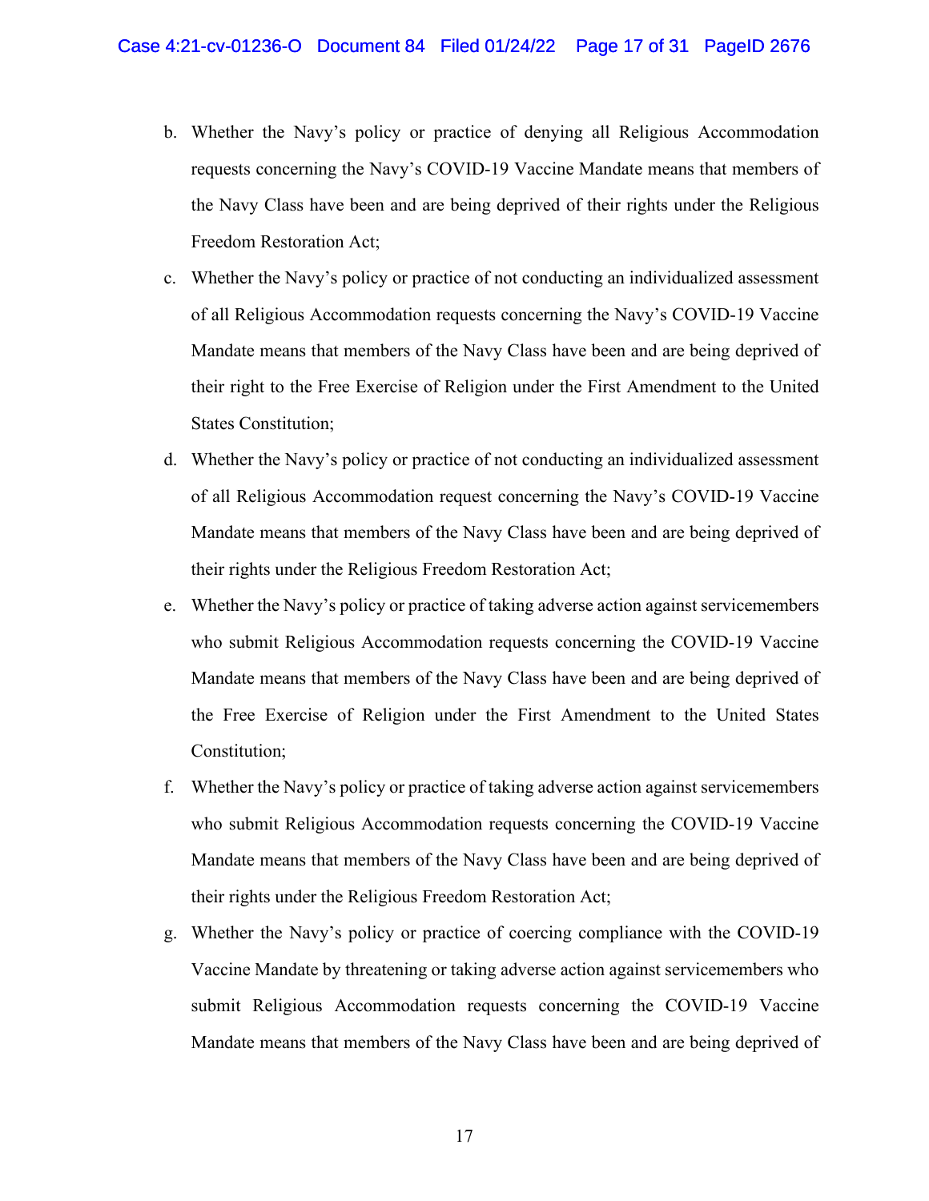b. Whether the Navy's policy or practice of denying all Religious Accommodation requests concerning the Navy's COVID-19 Vaccine Mandate means that members of the Navy Class have been and are being deprived of their rights under the Religious Freedom Restoration Act;

c. Whether the Navy's policy or practice of not conducting an individualized assessment of all Religious Accommodation requests concerning the Navy's COVID-19 Vaccine Mandate means that members of the Navy Class have been and are being deprived of their right to the Free Exercise of Religion under the First Amendment to the United States Constitution;

d. Whether the Navy's policy or practice of not conducting an individualized assessment of all Religious Accommodation request concerning the Navy's COVID-19 Vaccine Mandate means that members of the Navy Class have been and are being deprived of their rights under the Religious Freedom Restoration Act;

e. Whether the Navy's policy or practice of taking adverse action against servicemembers who submit Religious Accommodation requests concerning the COVID-19 Vaccine Mandate means that members of the Navy Class have been and are being deprived of the Free Exercise of Religion under the First Amendment to the United States Constitution;

f. Whether the Navy's policy or practice of taking adverse action against servicemembers who submit Religious Accommodation requests concerning the COVID-19 Vaccine Mandate means that members of the Navy Class have been and are being deprived of their rights under the Religious Freedom Restoration Act;

g. Whether the Navy's policy or practice of coercing compliance with the COVID-19 Vaccine Mandate by threatening or taking adverse action against servicemembers who submit Religious Accommodation requests concerning the COVID-19 Vaccine Mandate means that members of the Navy Class have been and are being deprived of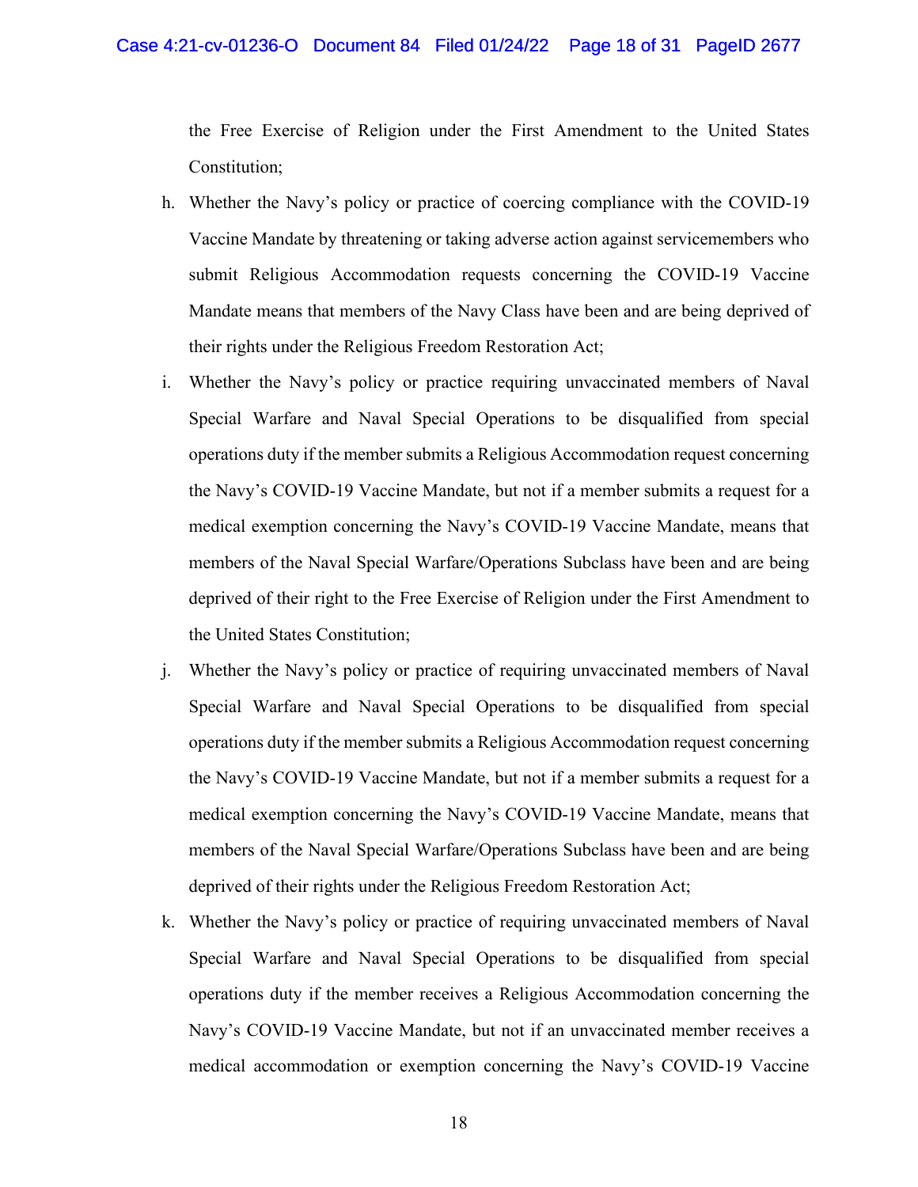the Free Exercise of Religion under the First Amendment to the United States Constitution;

h. Whether the Navy's policy or practice of coercing compliance with the COVID-19 Vaccine Mandate by threatening or taking adverse action against servicemembers who submit Religious Accommodation requests concerning the COVID-19 Vaccine Mandate means that members of the Navy Class have been and are being deprived of their rights under the Religious Freedom Restoration Act;

i. Whether the Navy's policy or practice requiring unvaccinated members of Naval Special Warfare and Naval Special Operations to be disqualified from special operations duty if the member submits a Religious Accommodation request concerning the Navy's COVID-19 Vaccine Mandate, but not if a member submits a request for a medical exemption concerning the Navy's COVID-19 Vaccine Mandate, means that members of the Naval Special Warfare/Operations Subclass have been and are being deprived of their right to the Free Exercise of Religion under the First Amendment to the United States Constitution;

j. Whether the Navy's policy or practice of requiring unvaccinated members of Naval Special Warfare and Naval Special Operations to be disqualified from special operations duty if the member submits a Religious Accommodation request concerning the Navy's COVID-19 Vaccine Mandate, but not if a member submits a request for a medical exemption concerning the Navy's COVID-19 Vaccine Mandate, means that members of the Naval Special Warfare/Operations Subclass have been and are being deprived of their rights under the Religious Freedom Restoration Act;

k. Whether the Navy's policy or practice of requiring unvaccinated members of Naval Special Warfare and Naval Special Operations to be disqualified from special operations duty if the member receives a Religious Accommodation concerning the Navy's COVID-19 Vaccine Mandate, but not if an unvaccinated member receives a medical accommodation or exemption concerning the Navy's COVID-19 Vaccine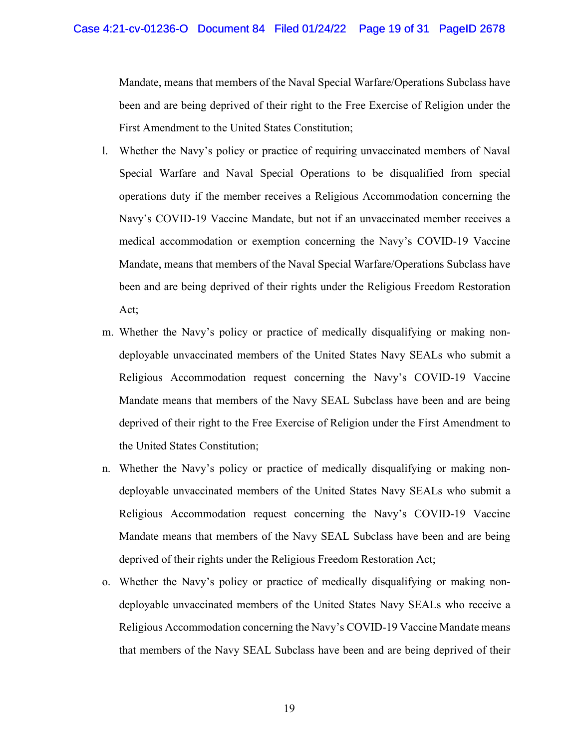Mandate, means that members of the Naval Special Warfare/Operations Subclass have been and are being deprived of their right to the Free Exercise of Religion under the First Amendment to the United States Constitution;

l. Whether the Navy's policy or practice of requiring unvaccinated members of Naval Special Warfare and Naval Special Operations to be disqualified from special operations duty if the member receives a Religious Accommodation concerning the Navy's COVID-19 Vaccine Mandate, but not if an unvaccinated member receives a medical accommodation or exemption concerning the Navy's COVID-19 Vaccine Mandate, means that members of the Naval Special Warfare/Operations Subclass have been and are being deprived of their rights under the Religious Freedom Restoration Act;

m. Whether the Navy's policy or practice of medically disqualifying or making non-deployable unvaccinated members of the United States Navy SEALs who submit a Religious Accommodation request concerning the Navy's COVID-19 Vaccine Mandate means that members of the Navy SEAL Subclass have been and are being deprived of their right to the Free Exercise of Religion under the First Amendment to the United States Constitution;

n. Whether the Navy's policy or practice of medically disqualifying or making non-deployable unvaccinated members of the United States Navy SEALs who submit a Religious Accommodation request concerning the Navy's COVID-19 Vaccine Mandate means that members of the Navy SEAL Subclass have been and are being deprived of their rights under the Religious Freedom Restoration Act;

o. Whether the Navy's policy or practice of medically disqualifying or making non-deployable unvaccinated members of the United States Navy SEALs who receive a Religious Accommodation concerning the Navy's COVID-19 Vaccine Mandate means that members of the Navy SEAL Subclass have been and are being deprived of their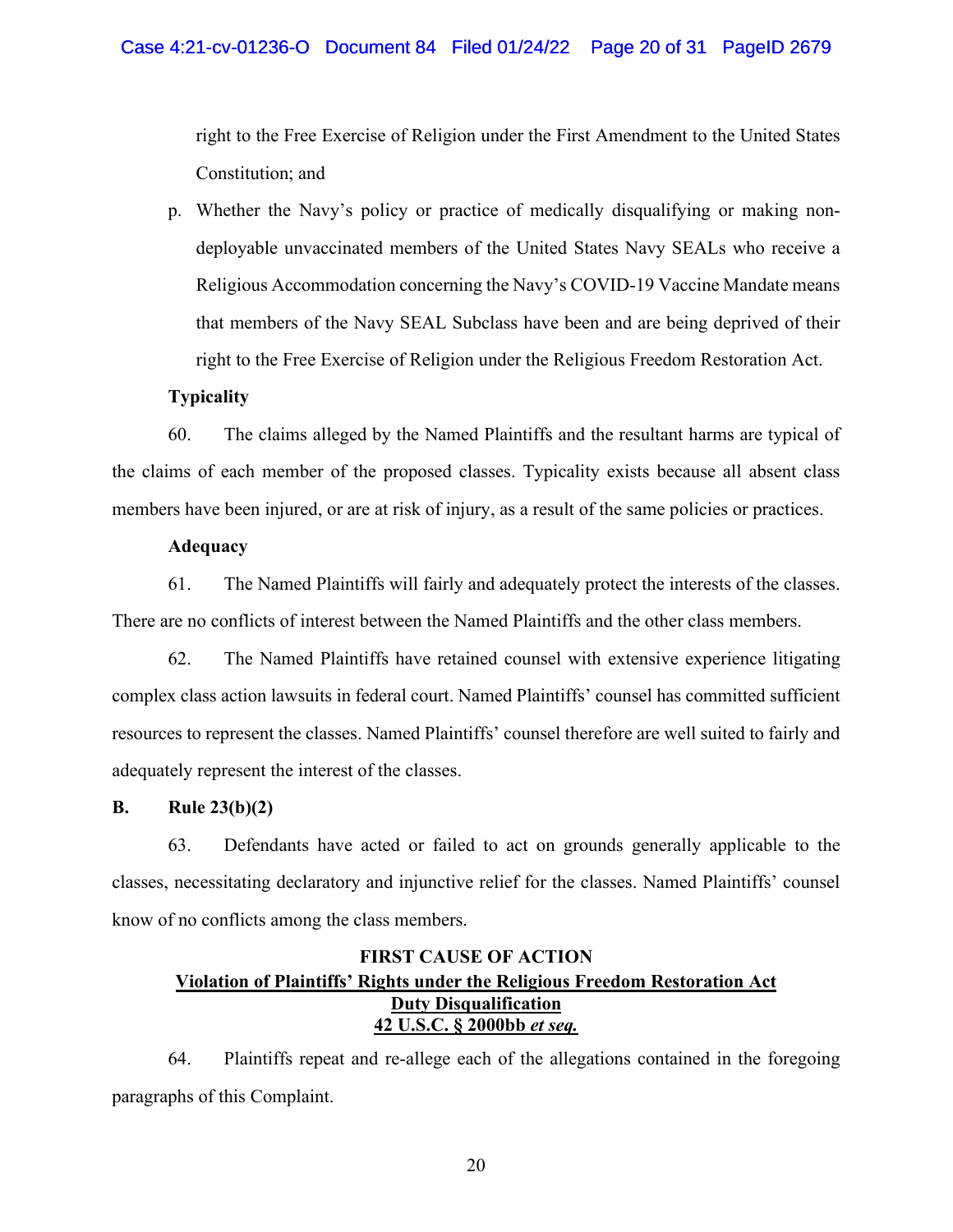right to the Free Exercise of Religion under the First Amendment to the United States Constitution; and

p. Whether the Navy's policy or practice of medically disqualifying or making non-deployable unvaccinated members of the United States Navy SEALs who receive a Religious Accommodation concerning the Navy's COVID-19 Vaccine Mandate means that members of the Navy SEAL Subclass have been and are being deprived of their right to the Free Exercise of Religion under the Religious Freedom Restoration Act.

**Typicality**

60. The claims alleged by the Named Plaintiffs and the resultant harms are typical of the claims of each member of the proposed classes. Typicality exists because all absent class members have been injured, or are at risk of injury, as a result of the same policies or practices.

**Adequacy**

61. The Named Plaintiffs will fairly and adequately protect the interests of the classes. There are no conflicts of interest between the Named Plaintiffs and the other class members.

62. The Named Plaintiffs have retained counsel with extensive experience litigating complex class action lawsuits in federal court. Named Plaintiffs' counsel has committed sufficient resources to represent the classes. Named Plaintiffs' counsel therefore are well suited to fairly and adequately represent the interest of the classes.

**B. Rule 23(b)(2)**

63. Defendants have acted or failed to act on grounds generally applicable to the classes, necessitating declaratory and injunctive relief for the classes. Named Plaintiffs' counsel know of no conflicts among the class members.

**FIRST CAUSE OF ACTION**
**Violation of Plaintiffs' Rights under the Religious Freedom Restoration Act**
**Duty Disqualification**
**42 U.S.C. § 2000bb *et seq.***

64. Plaintiffs repeat and re-allege each of the allegations contained in the foregoing paragraphs of this Complaint.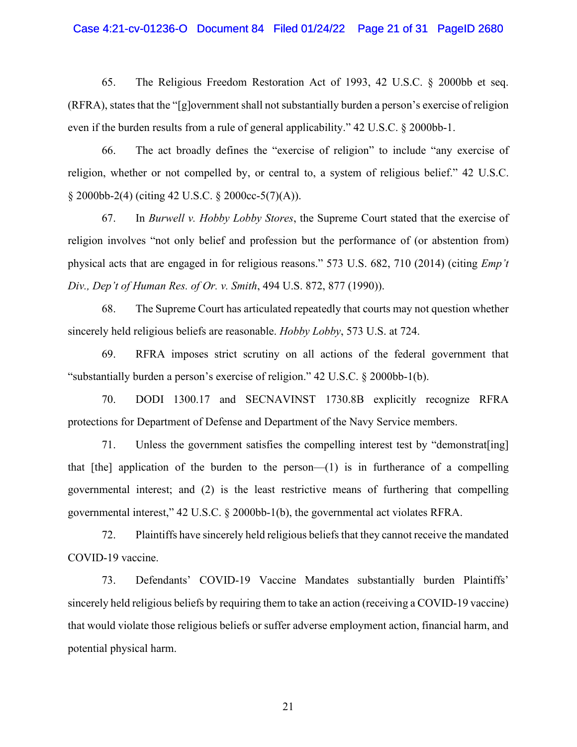65. The Religious Freedom Restoration Act of 1993, 42 U.S.C. § 2000bb et seq. (RFRA), states that the "[g]overnment shall not substantially burden a person's exercise of religion even if the burden results from a rule of general applicability." 42 U.S.C. § 2000bb-1.

66. The act broadly defines the "exercise of religion" to include "any exercise of religion, whether or not compelled by, or central to, a system of religious belief." 42 U.S.C. § 2000bb-2(4) (citing 42 U.S.C. § 2000cc-5(7)(A)).

67. In *Burwell v. Hobby Lobby Stores*, the Supreme Court stated that the exercise of religion involves "not only belief and profession but the performance of (or abstention from) physical acts that are engaged in for religious reasons." 573 U.S. 682, 710 (2014) (citing *Emp't Div., Dep't of Human Res. of Or. v. Smith*, 494 U.S. 872, 877 (1990)).

68. The Supreme Court has articulated repeatedly that courts may not question whether sincerely held religious beliefs are reasonable. *Hobby Lobby*, 573 U.S. at 724.

69. RFRA imposes strict scrutiny on all actions of the federal government that "substantially burden a person's exercise of religion." 42 U.S.C. § 2000bb-1(b).

70. DODI 1300.17 and SECNAVINST 1730.8B explicitly recognize RFRA protections for Department of Defense and Department of the Navy Service members.

71. Unless the government satisfies the compelling interest test by "demonstrat[ing] that [the] application of the burden to the person—(1) is in furtherance of a compelling governmental interest; and (2) is the least restrictive means of furthering that compelling governmental interest," 42 U.S.C. § 2000bb-1(b), the governmental act violates RFRA.

72. Plaintiffs have sincerely held religious beliefs that they cannot receive the mandated COVID-19 vaccine.

73. Defendants' COVID-19 Vaccine Mandates substantially burden Plaintiffs' sincerely held religious beliefs by requiring them to take an action (receiving a COVID-19 vaccine) that would violate those religious beliefs or suffer adverse employment action, financial harm, and potential physical harm.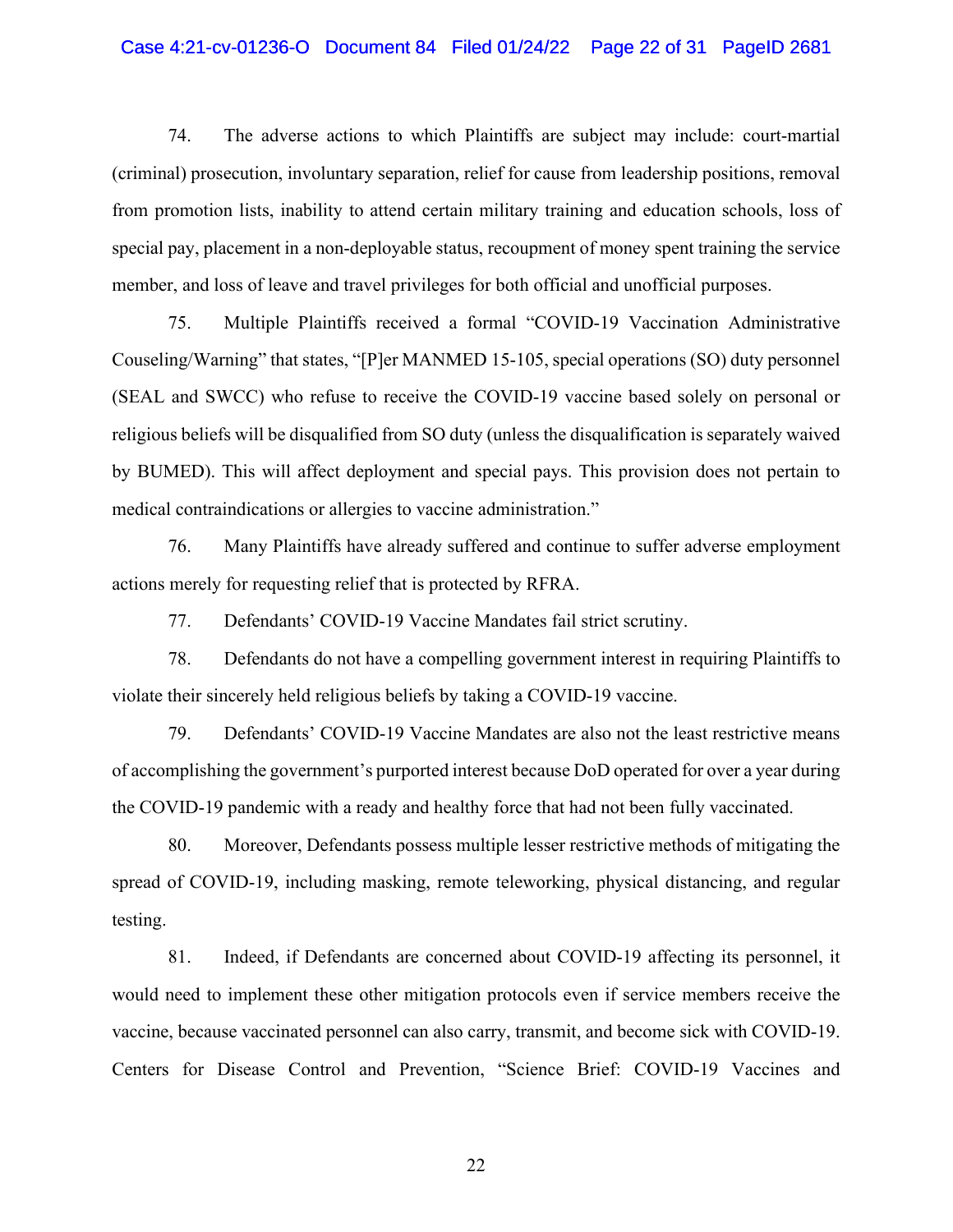74. The adverse actions to which Plaintiffs are subject may include: court-martial (criminal) prosecution, involuntary separation, relief for cause from leadership positions, removal from promotion lists, inability to attend certain military training and education schools, loss of special pay, placement in a non-deployable status, recoupment of money spent training the service member, and loss of leave and travel privileges for both official and unofficial purposes.

75. Multiple Plaintiffs received a formal "COVID-19 Vaccination Administrative Couseling/Warning" that states, "[P]er MANMED 15-105, special operations (SO) duty personnel (SEAL and SWCC) who refuse to receive the COVID-19 vaccine based solely on personal or religious beliefs will be disqualified from SO duty (unless the disqualification is separately waived by BUMED). This will affect deployment and special pays. This provision does not pertain to medical contraindications or allergies to vaccine administration."

76. Many Plaintiffs have already suffered and continue to suffer adverse employment actions merely for requesting relief that is protected by RFRA.

77. Defendants' COVID-19 Vaccine Mandates fail strict scrutiny.

78. Defendants do not have a compelling government interest in requiring Plaintiffs to violate their sincerely held religious beliefs by taking a COVID-19 vaccine.

79. Defendants' COVID-19 Vaccine Mandates are also not the least restrictive means of accomplishing the government's purported interest because DoD operated for over a year during the COVID-19 pandemic with a ready and healthy force that had not been fully vaccinated.

80. Moreover, Defendants possess multiple lesser restrictive methods of mitigating the spread of COVID-19, including masking, remote teleworking, physical distancing, and regular testing.

81. Indeed, if Defendants are concerned about COVID-19 affecting its personnel, it would need to implement these other mitigation protocols even if service members receive the vaccine, because vaccinated personnel can also carry, transmit, and become sick with COVID-19. Centers for Disease Control and Prevention, "Science Brief: COVID-19 Vaccines and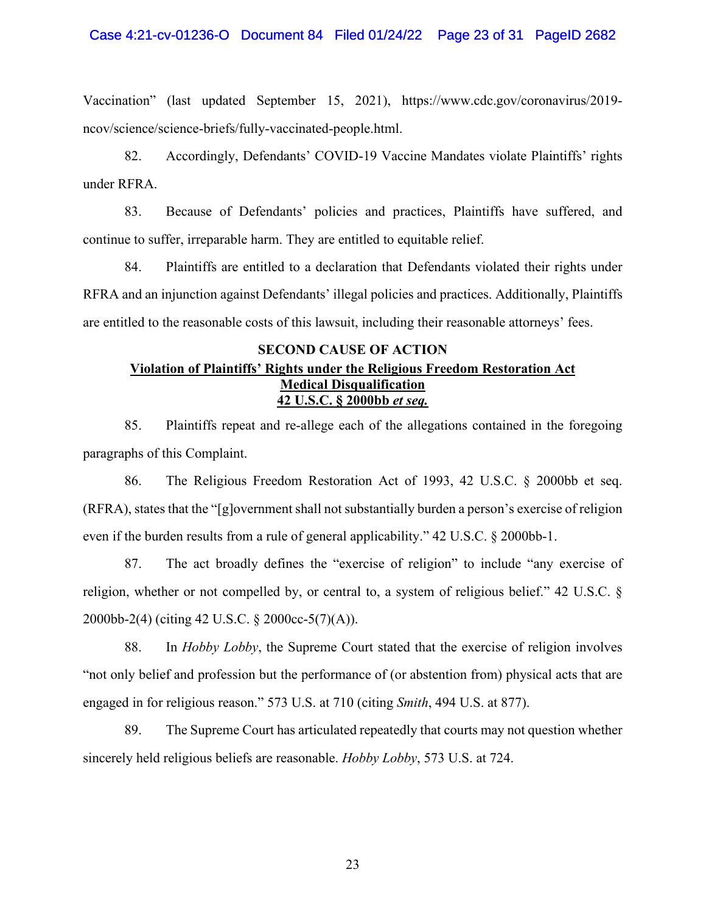Vaccination" (last updated September 15, 2021), https://www.cdc.gov/coronavirus/2019-ncov/science/science-briefs/fully-vaccinated-people.html.

82. Accordingly, Defendants' COVID-19 Vaccine Mandates violate Plaintiffs' rights under RFRA.

83. Because of Defendants' policies and practices, Plaintiffs have suffered, and continue to suffer, irreparable harm. They are entitled to equitable relief.

84. Plaintiffs are entitled to a declaration that Defendants violated their rights under RFRA and an injunction against Defendants' illegal policies and practices. Additionally, Plaintiffs are entitled to the reasonable costs of this lawsuit, including their reasonable attorneys' fees.

## SECOND CAUSE OF ACTION

**Violation of Plaintiffs' Rights under the Religious Freedom Restoration Act**
**Medical Disqualification**
**42 U.S.C. § 2000bb *et seq.***

85. Plaintiffs repeat and re-allege each of the allegations contained in the foregoing paragraphs of this Complaint.

86. The Religious Freedom Restoration Act of 1993, 42 U.S.C. § 2000bb et seq. (RFRA), states that the "[g]overnment shall not substantially burden a person's exercise of religion even if the burden results from a rule of general applicability." 42 U.S.C. § 2000bb-1.

87. The act broadly defines the "exercise of religion" to include "any exercise of religion, whether or not compelled by, or central to, a system of religious belief." 42 U.S.C. § 2000bb-2(4) (citing 42 U.S.C. § 2000cc-5(7)(A)).

88. In *Hobby Lobby*, the Supreme Court stated that the exercise of religion involves "not only belief and profession but the performance of (or abstention from) physical acts that are engaged in for religious reason." 573 U.S. at 710 (citing *Smith*, 494 U.S. at 877).

89. The Supreme Court has articulated repeatedly that courts may not question whether sincerely held religious beliefs are reasonable. *Hobby Lobby*, 573 U.S. at 724.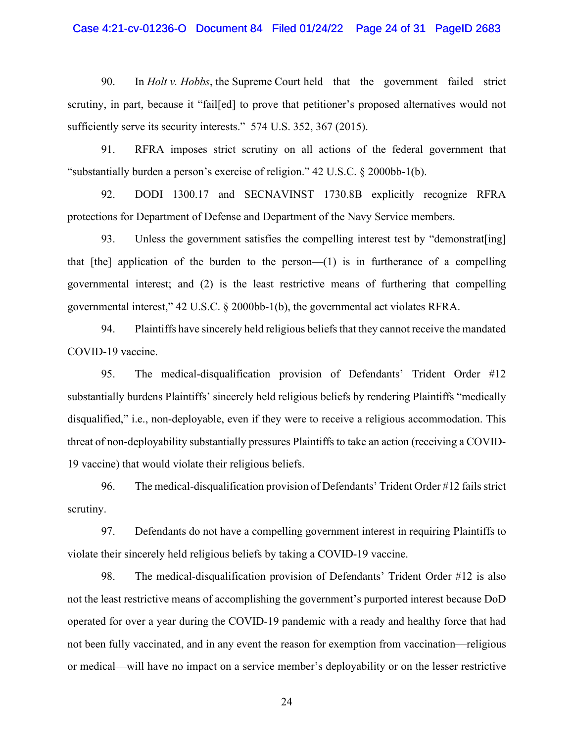90. In *Holt v. Hobbs*, the Supreme Court held that the government failed strict scrutiny, in part, because it "fail[ed] to prove that petitioner's proposed alternatives would not sufficiently serve its security interests." 574 U.S. 352, 367 (2015).

91. RFRA imposes strict scrutiny on all actions of the federal government that "substantially burden a person's exercise of religion." 42 U.S.C. § 2000bb-1(b).

92. DODI 1300.17 and SECNAVINST 1730.8B explicitly recognize RFRA protections for Department of Defense and Department of the Navy Service members.

93. Unless the government satisfies the compelling interest test by "demonstrat[ing] that [the] application of the burden to the person—(1) is in furtherance of a compelling governmental interest; and (2) is the least restrictive means of furthering that compelling governmental interest," 42 U.S.C. § 2000bb-1(b), the governmental act violates RFRA.

94. Plaintiffs have sincerely held religious beliefs that they cannot receive the mandated COVID-19 vaccine.

95. The medical-disqualification provision of Defendants' Trident Order #12 substantially burdens Plaintiffs' sincerely held religious beliefs by rendering Plaintiffs "medically disqualified," i.e., non-deployable, even if they were to receive a religious accommodation. This threat of non-deployability substantially pressures Plaintiffs to take an action (receiving a COVID-19 vaccine) that would violate their religious beliefs.

96. The medical-disqualification provision of Defendants' Trident Order #12 fails strict scrutiny.

97. Defendants do not have a compelling government interest in requiring Plaintiffs to violate their sincerely held religious beliefs by taking a COVID-19 vaccine.

98. The medical-disqualification provision of Defendants' Trident Order #12 is also not the least restrictive means of accomplishing the government's purported interest because DoD operated for over a year during the COVID-19 pandemic with a ready and healthy force that had not been fully vaccinated, and in any event the reason for exemption from vaccination—religious or medical—will have no impact on a service member's deployability or on the lesser restrictive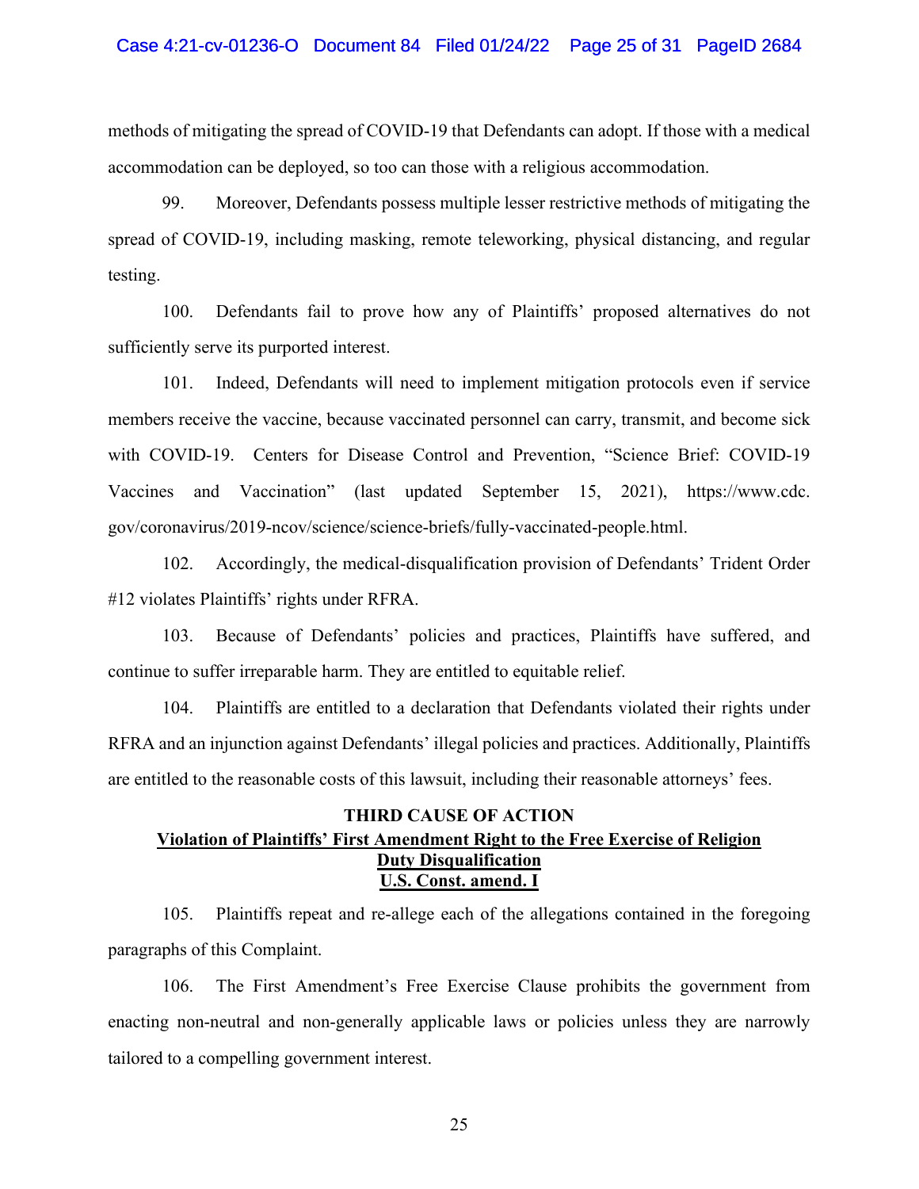methods of mitigating the spread of COVID-19 that Defendants can adopt. If those with a medical accommodation can be deployed, so too can those with a religious accommodation.

99. Moreover, Defendants possess multiple lesser restrictive methods of mitigating the spread of COVID-19, including masking, remote teleworking, physical distancing, and regular testing.

100. Defendants fail to prove how any of Plaintiffs' proposed alternatives do not sufficiently serve its purported interest.

101. Indeed, Defendants will need to implement mitigation protocols even if service members receive the vaccine, because vaccinated personnel can carry, transmit, and become sick with COVID-19. Centers for Disease Control and Prevention, "Science Brief: COVID-19 Vaccines and Vaccination" (last updated September 15, 2021), https://www.cdc.gov/coronavirus/2019-ncov/science/science-briefs/fully-vaccinated-people.html.

102. Accordingly, the medical-disqualification provision of Defendants' Trident Order #12 violates Plaintiffs' rights under RFRA.

103. Because of Defendants' policies and practices, Plaintiffs have suffered, and continue to suffer irreparable harm. They are entitled to equitable relief.

104. Plaintiffs are entitled to a declaration that Defendants violated their rights under RFRA and an injunction against Defendants' illegal policies and practices. Additionally, Plaintiffs are entitled to the reasonable costs of this lawsuit, including their reasonable attorneys' fees.

**THIRD CAUSE OF ACTION**
**<u>Violation of Plaintiffs' First Amendment Right to the Free Exercise of Religion</u>**
**<u>Duty Disqualification</u>**
**<u>U.S. Const. amend. I</u>**

105. Plaintiffs repeat and re-allege each of the allegations contained in the foregoing paragraphs of this Complaint.

106. The First Amendment's Free Exercise Clause prohibits the government from enacting non-neutral and non-generally applicable laws or policies unless they are narrowly tailored to a compelling government interest.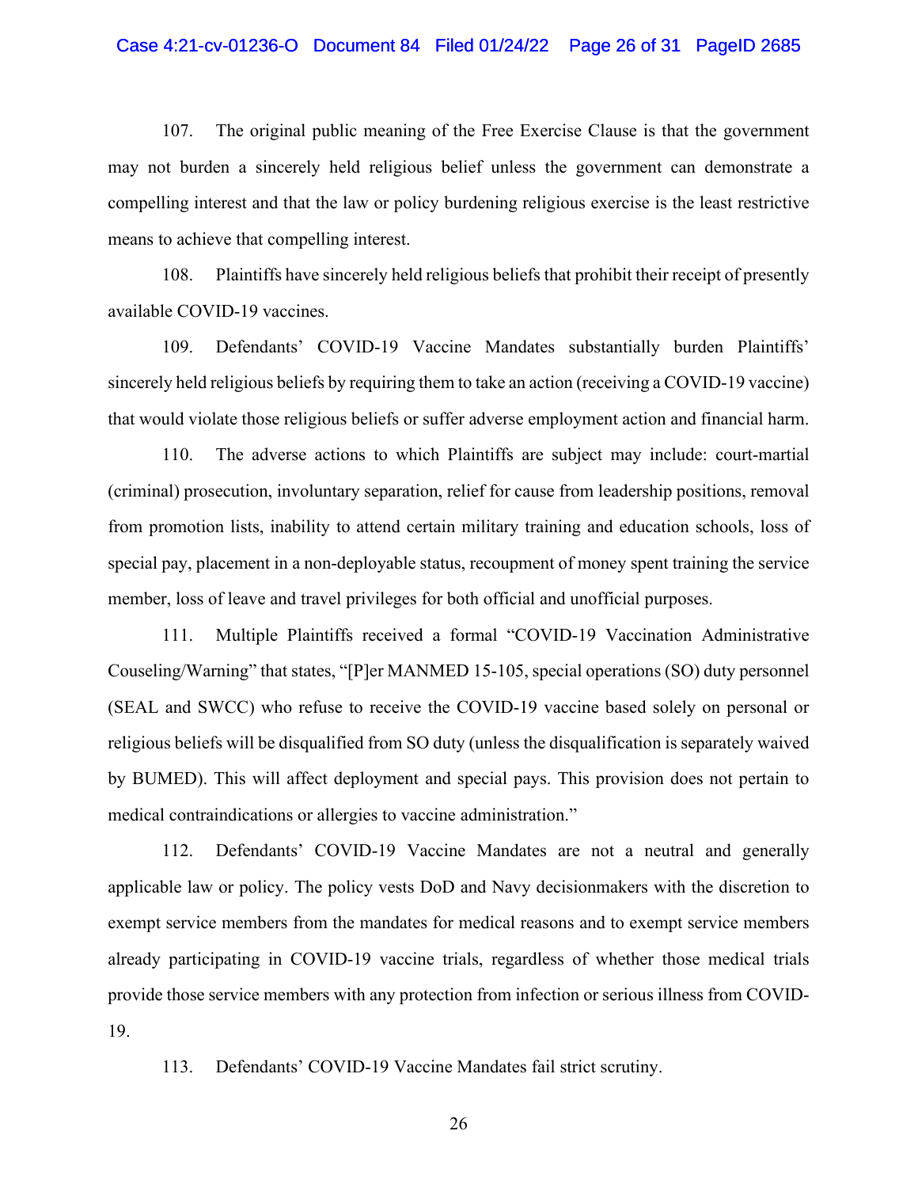107. The original public meaning of the Free Exercise Clause is that the government may not burden a sincerely held religious belief unless the government can demonstrate a compelling interest and that the law or policy burdening religious exercise is the least restrictive means to achieve that compelling interest.

108. Plaintiffs have sincerely held religious beliefs that prohibit their receipt of presently available COVID-19 vaccines.

109. Defendants' COVID-19 Vaccine Mandates substantially burden Plaintiffs' sincerely held religious beliefs by requiring them to take an action (receiving a COVID-19 vaccine) that would violate those religious beliefs or suffer adverse employment action and financial harm.

110. The adverse actions to which Plaintiffs are subject may include: court-martial (criminal) prosecution, involuntary separation, relief for cause from leadership positions, removal from promotion lists, inability to attend certain military training and education schools, loss of special pay, placement in a non-deployable status, recoupment of money spent training the service member, loss of leave and travel privileges for both official and unofficial purposes.

111. Multiple Plaintiffs received a formal "COVID-19 Vaccination Administrative Couseling/Warning" that states, "[P]er MANMED 15-105, special operations (SO) duty personnel (SEAL and SWCC) who refuse to receive the COVID-19 vaccine based solely on personal or religious beliefs will be disqualified from SO duty (unless the disqualification is separately waived by BUMED). This will affect deployment and special pays. This provision does not pertain to medical contraindications or allergies to vaccine administration."

112. Defendants' COVID-19 Vaccine Mandates are not a neutral and generally applicable law or policy. The policy vests DoD and Navy decisionmakers with the discretion to exempt service members from the mandates for medical reasons and to exempt service members already participating in COVID-19 vaccine trials, regardless of whether those medical trials provide those service members with any protection from infection or serious illness from COVID-19.

113. Defendants' COVID-19 Vaccine Mandates fail strict scrutiny.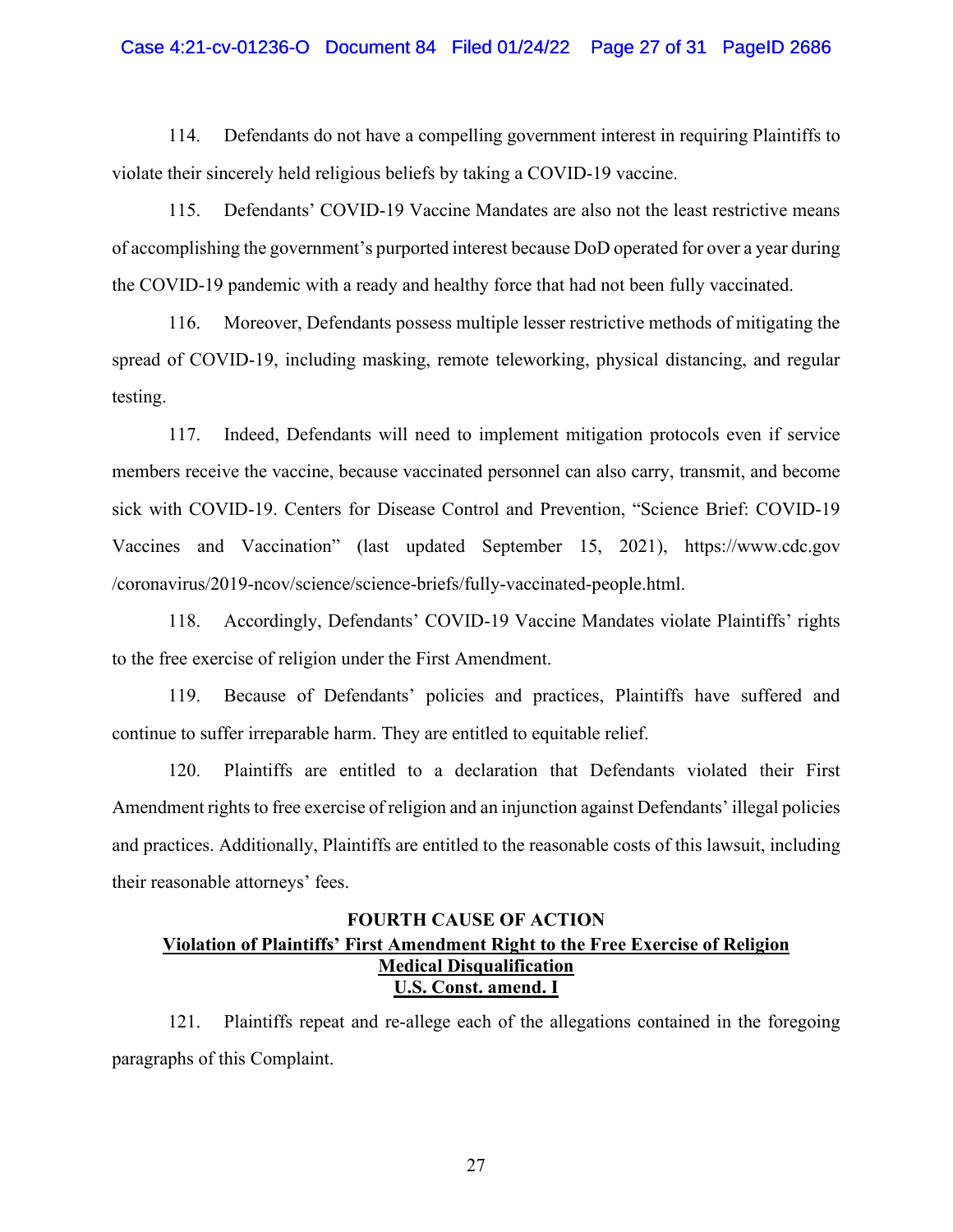114. Defendants do not have a compelling government interest in requiring Plaintiffs to violate their sincerely held religious beliefs by taking a COVID-19 vaccine.

115. Defendants' COVID-19 Vaccine Mandates are also not the least restrictive means of accomplishing the government's purported interest because DoD operated for over a year during the COVID-19 pandemic with a ready and healthy force that had not been fully vaccinated.

116. Moreover, Defendants possess multiple lesser restrictive methods of mitigating the spread of COVID-19, including masking, remote teleworking, physical distancing, and regular testing.

117. Indeed, Defendants will need to implement mitigation protocols even if service members receive the vaccine, because vaccinated personnel can also carry, transmit, and become sick with COVID-19. Centers for Disease Control and Prevention, "Science Brief: COVID-19 Vaccines and Vaccination" (last updated September 15, 2021), https://www.cdc.gov /coronavirus/2019-ncov/science/science-briefs/fully-vaccinated-people.html.

118. Accordingly, Defendants' COVID-19 Vaccine Mandates violate Plaintiffs' rights to the free exercise of religion under the First Amendment.

119. Because of Defendants' policies and practices, Plaintiffs have suffered and continue to suffer irreparable harm. They are entitled to equitable relief.

120. Plaintiffs are entitled to a declaration that Defendants violated their First Amendment rights to free exercise of religion and an injunction against Defendants' illegal policies and practices. Additionally, Plaintiffs are entitled to the reasonable costs of this lawsuit, including their reasonable attorneys' fees.

**FOURTH CAUSE OF ACTION**
**Violation of Plaintiffs' First Amendment Right to the Free Exercise of Religion**
**Medical Disqualification**
**U.S. Const. amend. I**

121. Plaintiffs repeat and re-allege each of the allegations contained in the foregoing paragraphs of this Complaint.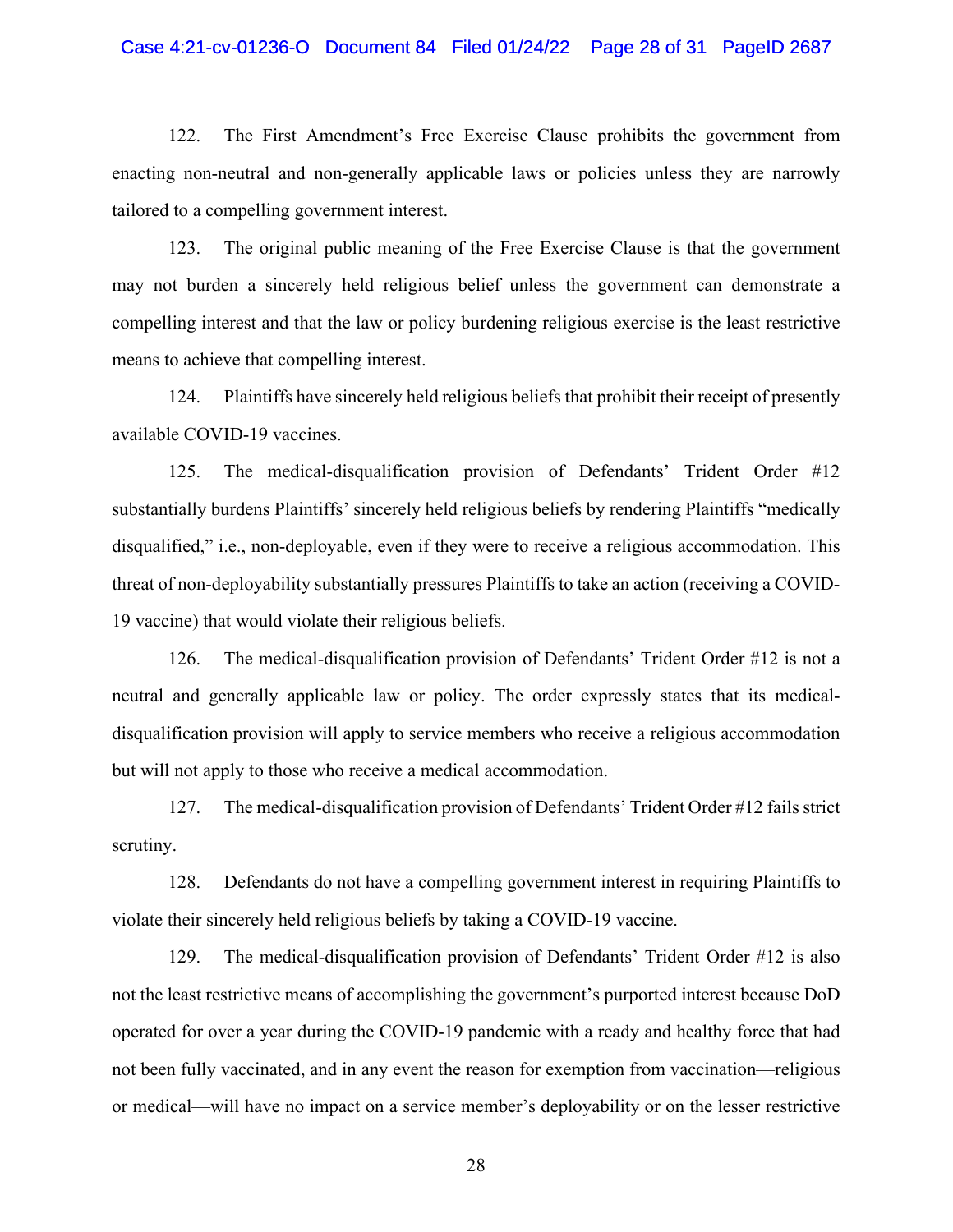122. The First Amendment's Free Exercise Clause prohibits the government from enacting non-neutral and non-generally applicable laws or policies unless they are narrowly tailored to a compelling government interest.

123. The original public meaning of the Free Exercise Clause is that the government may not burden a sincerely held religious belief unless the government can demonstrate a compelling interest and that the law or policy burdening religious exercise is the least restrictive means to achieve that compelling interest.

124. Plaintiffs have sincerely held religious beliefs that prohibit their receipt of presently available COVID-19 vaccines.

125. The medical-disqualification provision of Defendants' Trident Order #12 substantially burdens Plaintiffs' sincerely held religious beliefs by rendering Plaintiffs "medically disqualified," i.e., non-deployable, even if they were to receive a religious accommodation. This threat of non-deployability substantially pressures Plaintiffs to take an action (receiving a COVID-19 vaccine) that would violate their religious beliefs.

126. The medical-disqualification provision of Defendants' Trident Order #12 is not a neutral and generally applicable law or policy. The order expressly states that its medical-disqualification provision will apply to service members who receive a religious accommodation but will not apply to those who receive a medical accommodation.

127. The medical-disqualification provision of Defendants' Trident Order #12 fails strict scrutiny.

128. Defendants do not have a compelling government interest in requiring Plaintiffs to violate their sincerely held religious beliefs by taking a COVID-19 vaccine.

129. The medical-disqualification provision of Defendants' Trident Order #12 is also not the least restrictive means of accomplishing the government's purported interest because DoD operated for over a year during the COVID-19 pandemic with a ready and healthy force that had not been fully vaccinated, and in any event the reason for exemption from vaccination—religious or medical—will have no impact on a service member's deployability or on the lesser restrictive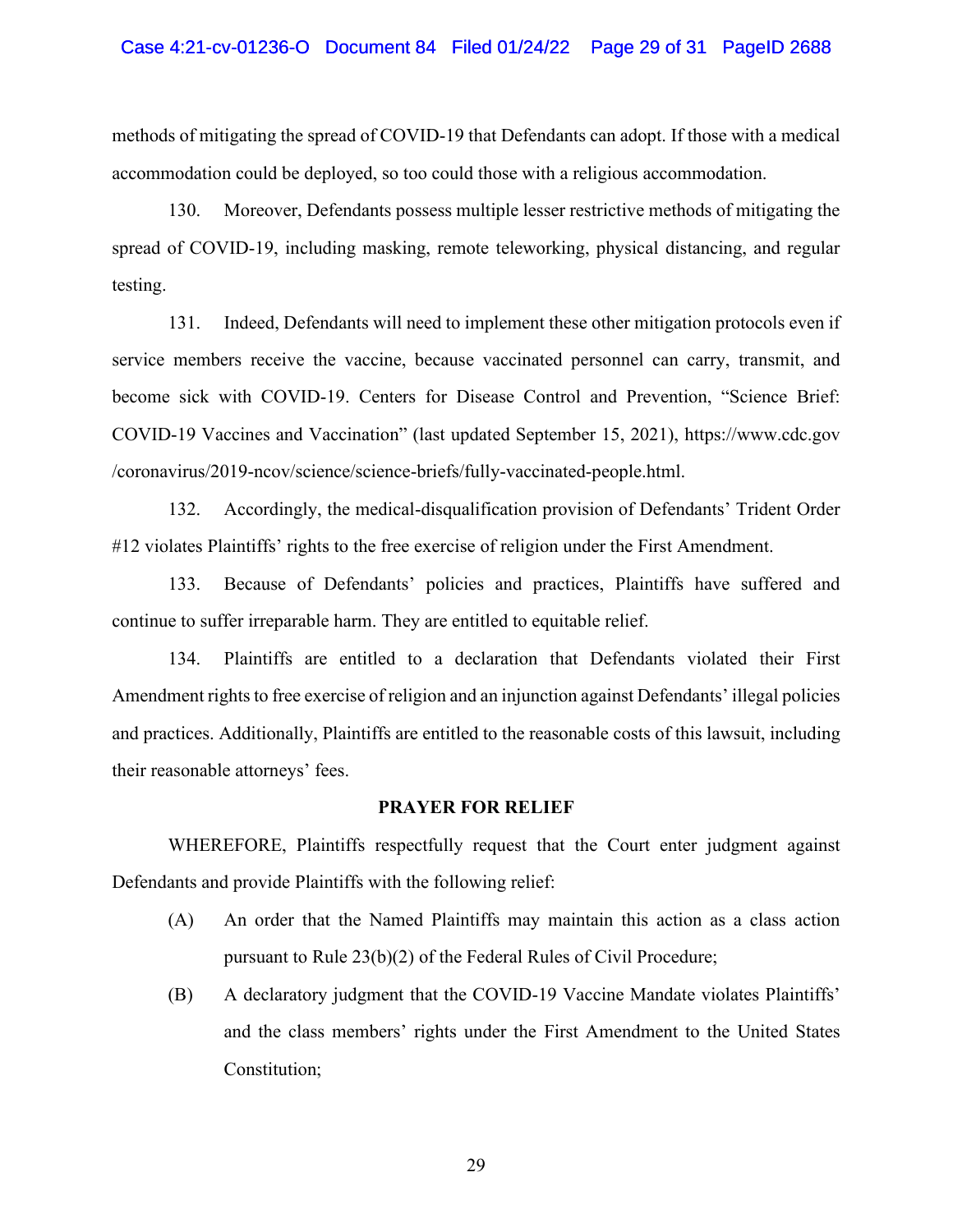methods of mitigating the spread of COVID-19 that Defendants can adopt. If those with a medical accommodation could be deployed, so too could those with a religious accommodation.

130. Moreover, Defendants possess multiple lesser restrictive methods of mitigating the spread of COVID-19, including masking, remote teleworking, physical distancing, and regular testing.

131. Indeed, Defendants will need to implement these other mitigation protocols even if service members receive the vaccine, because vaccinated personnel can carry, transmit, and become sick with COVID-19. Centers for Disease Control and Prevention, "Science Brief: COVID-19 Vaccines and Vaccination" (last updated September 15, 2021), https://www.cdc.gov /coronavirus/2019-ncov/science/science-briefs/fully-vaccinated-people.html.

132. Accordingly, the medical-disqualification provision of Defendants' Trident Order #12 violates Plaintiffs' rights to the free exercise of religion under the First Amendment.

133. Because of Defendants' policies and practices, Plaintiffs have suffered and continue to suffer irreparable harm. They are entitled to equitable relief.

134. Plaintiffs are entitled to a declaration that Defendants violated their First Amendment rights to free exercise of religion and an injunction against Defendants' illegal policies and practices. Additionally, Plaintiffs are entitled to the reasonable costs of this lawsuit, including their reasonable attorneys' fees.

**PRAYER FOR RELIEF**

WHEREFORE, Plaintiffs respectfully request that the Court enter judgment against Defendants and provide Plaintiffs with the following relief:

(A) An order that the Named Plaintiffs may maintain this action as a class action pursuant to Rule 23(b)(2) of the Federal Rules of Civil Procedure;

(B) A declaratory judgment that the COVID-19 Vaccine Mandate violates Plaintiffs' and the class members' rights under the First Amendment to the United States Constitution;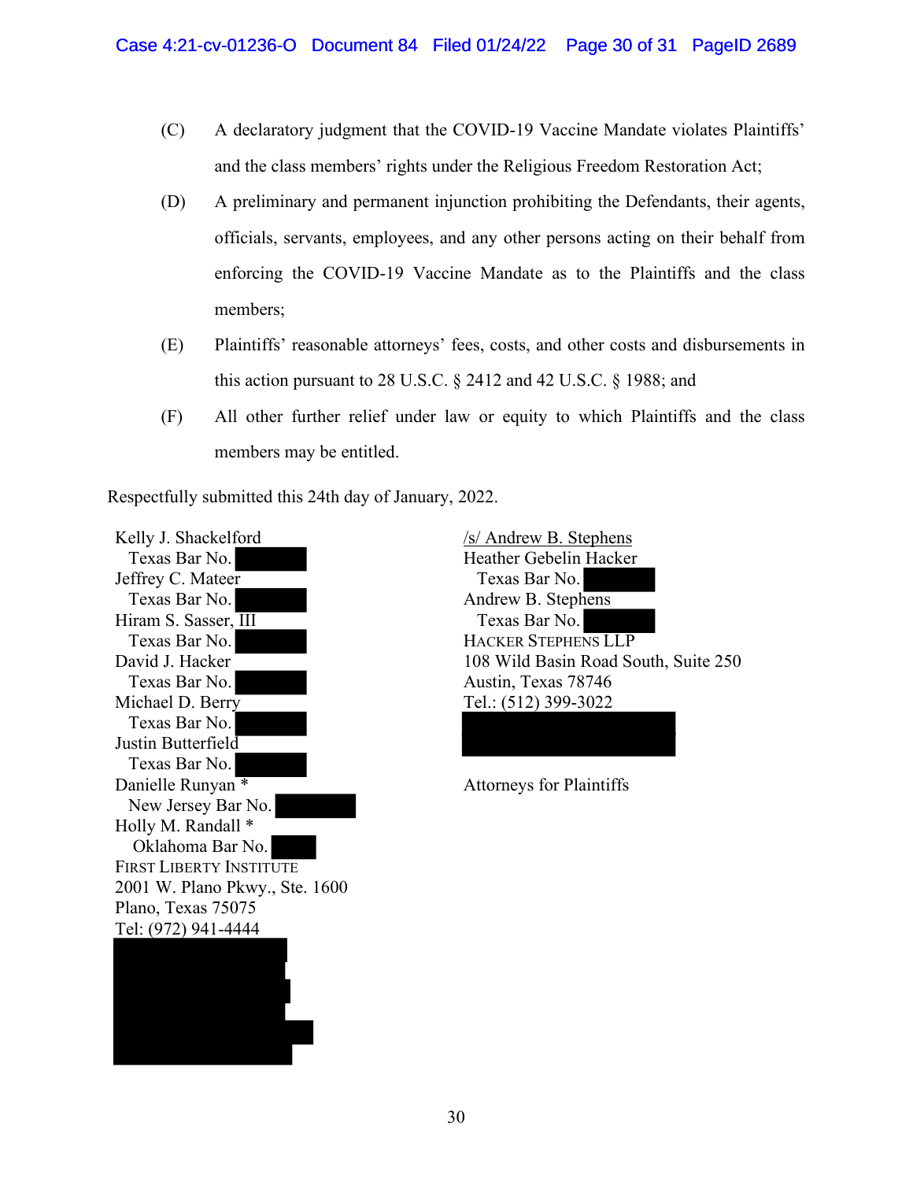(C) A declaratory judgment that the COVID-19 Vaccine Mandate violates Plaintiffs' and the class members' rights under the Religious Freedom Restoration Act;

(D) A preliminary and permanent injunction prohibiting the Defendants, their agents, officials, servants, employees, and any other persons acting on their behalf from enforcing the COVID-19 Vaccine Mandate as to the Plaintiffs and the class members;

(E) Plaintiffs' reasonable attorneys' fees, costs, and other costs and disbursements in this action pursuant to 28 U.S.C. § 2412 and 42 U.S.C. § 1988; and

(F) All other further relief under law or equity to which Plaintiffs and the class members may be entitled.

Respectfully submitted this 24th day of January, 2022.

Kelly J. Shackelford
Texas Bar No. [redacted]
Jeffrey C. Mateer
Texas Bar No. [redacted]
Hiram S. Sasser, III
Texas Bar No. [redacted]
David J. Hacker
Texas Bar No. [redacted]
Michael D. Berry
Texas Bar No. [redacted]
Justin Butterfield
Texas Bar No. [redacted]
Danielle Runyan *
New Jersey Bar No. [redacted]
Holly M. Randall *
Oklahoma Bar No. [redacted]
FIRST LIBERTY INSTITUTE
2001 W. Plano Pkwy., Ste. 1600
Plano, Texas 75075
Tel: (972) 941-4444
[redacted]

/s/ Andrew B. Stephens
Heather Gebelin Hacker
Texas Bar No. [redacted]
Andrew B. Stephens
Texas Bar No. [redacted]
HACKER STEPHENS LLP
108 Wild Basin Road South, Suite 250
Austin, Texas 78746
Tel.: (512) 399-3022
[redacted]

Attorneys for Plaintiffs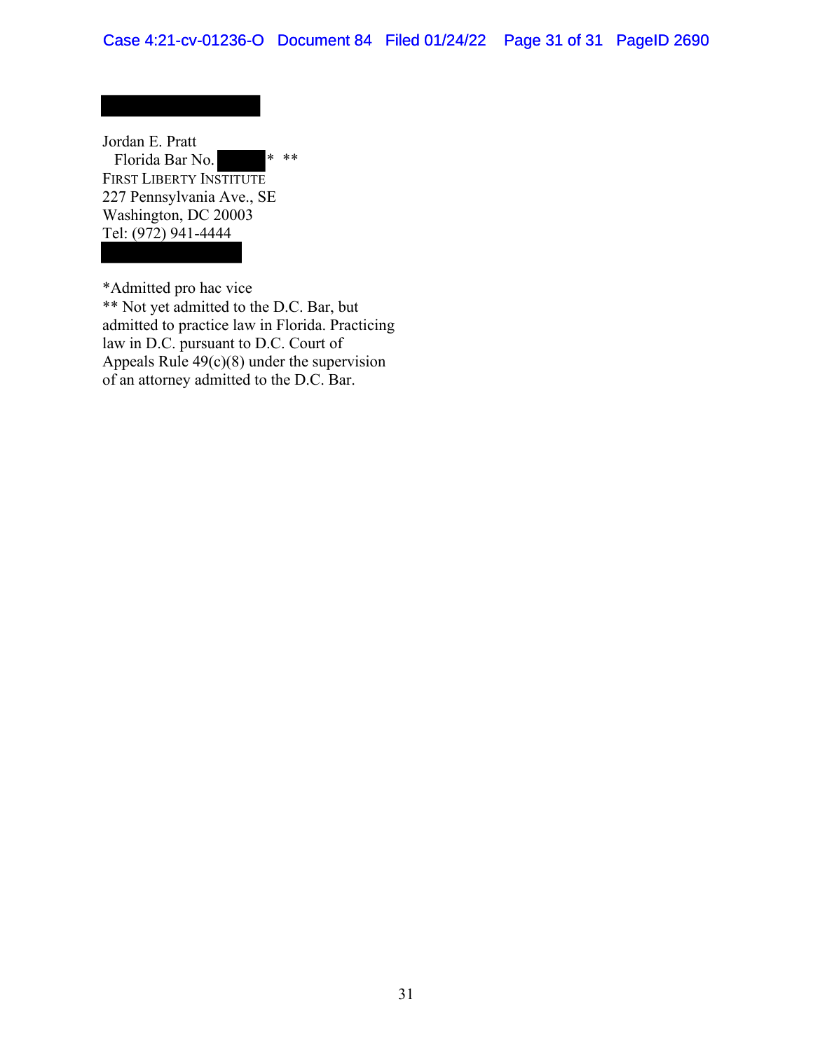Jordan E. Pratt
Florida Bar No. * **
FIRST LIBERTY INSTITUTE
227 Pennsylvania Ave., SE
Washington, DC 20003
Tel: (972) 941-4444

*Admitted pro hac vice
** Not yet admitted to the D.C. Bar, but admitted to practice law in Florida. Practicing law in D.C. pursuant to D.C. Court of Appeals Rule 49(c)(8) under the supervision of an attorney admitted to the D.C. Bar.